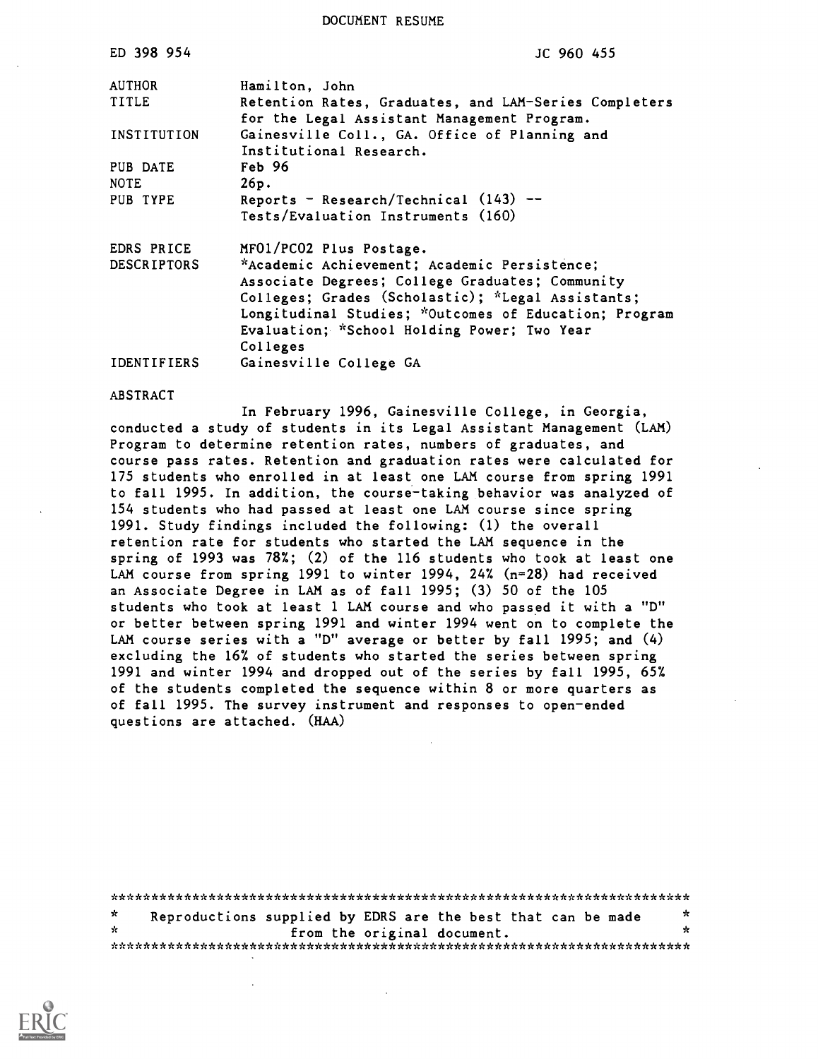DOCUMENT RESUME

| | |
|---|---|
| ED 398 954 | JC 960 455 |
| AUTHOR | Hamilton, John |
| TITLE | Retention Rates, Graduates, and LAM-Series Completers for the Legal Assistant Management Program. |
| INSTITUTION | Gainesville Coll., GA. Office of Planning and Institutional Research. |
| PUB DATE | Feb 96 |
| NOTE | 26p. |
| PUB TYPE | Reports - Research/Technical (143) -- Tests/Evaluation Instruments (160) |
| EDRS PRICE | MF01/PC02 Plus Postage. |
| DESCRIPTORS | *Academic Achievement; Academic Persistence; Associate Degrees; College Graduates; Community Colleges; Grades (Scholastic); *Legal Assistants; Longitudinal Studies; *Outcomes of Education; Program Evaluation; *School Holding Power; Two Year Colleges |
| IDENTIFIERS | Gainesville College GA |

ABSTRACT

In February 1996, Gainesville College, in Georgia, conducted a study of students in its Legal Assistant Management (LAM) Program to determine retention rates, numbers of graduates, and course pass rates. Retention and graduation rates were calculated for 175 students who enrolled in at least one LAM course from spring 1991 to fall 1995. In addition, the course-taking behavior was analyzed of 154 students who had passed at least one LAM course since spring 1991. Study findings included the following: (1) the overall retention rate for students who started the LAM sequence in the spring of 1993 was 78%; (2) of the 116 students who took at least one LAM course from spring 1991 to winter 1994, 24% (n=28) had received an Associate Degree in LAM as of fall 1995; (3) 50 of the 105 students who took at least 1 LAM course and who passed it with a "D" or better between spring 1991 and winter 1994 went on to complete the LAM course series with a "D" average or better by fall 1995; and (4) excluding the 16% of students who started the series between spring 1991 and winter 1994 and dropped out of the series by fall 1995, 65% of the students completed the sequence within 8 or more quarters as of fall 1995. The survey instrument and responses to open-ended questions are attached. (HAA)

***********************************************************************
* Reproductions supplied by EDRS are the best that can be made *
* from the original document. *
***********************************************************************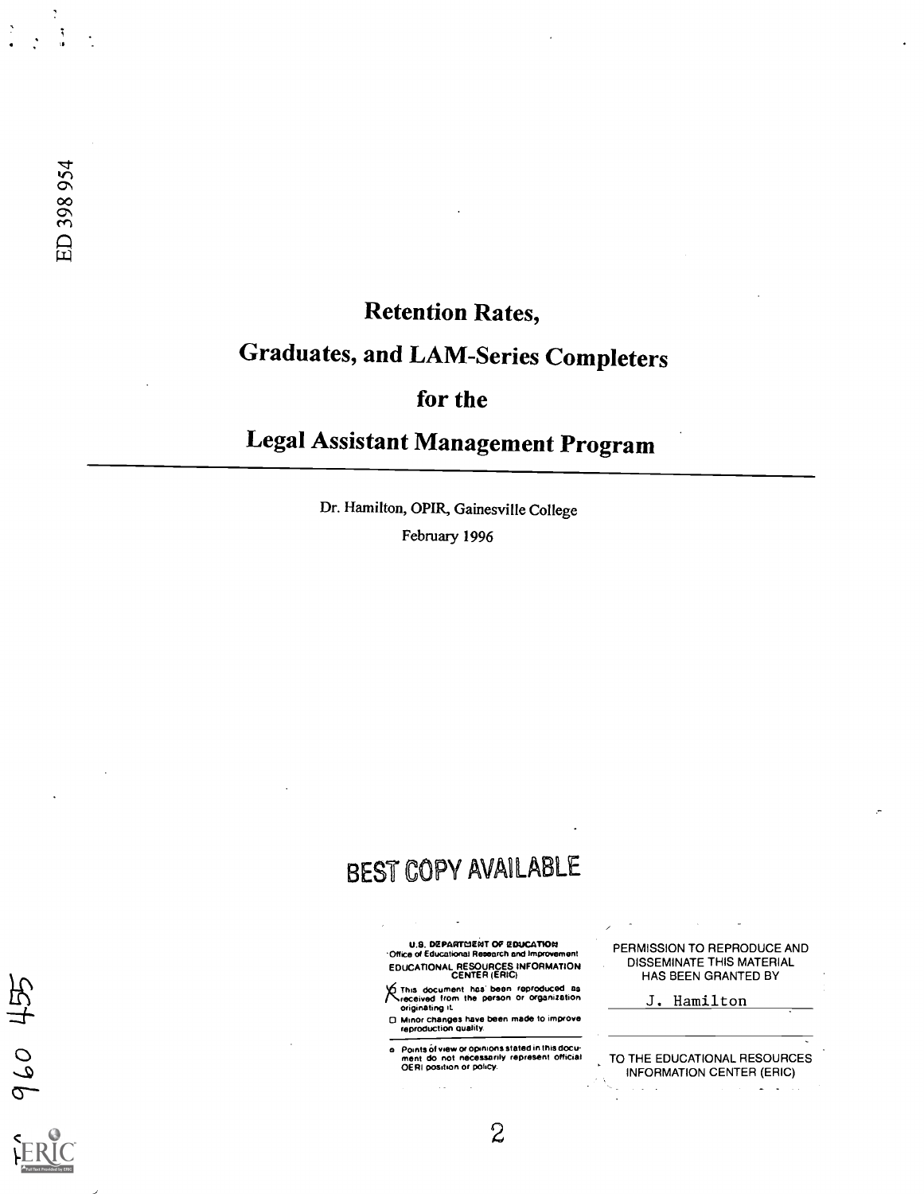ED 398 954

# Retention Rates, Graduates, and LAM-Series Completers for the Legal Assistant Management Program

Dr. Hamilton, OPIR, Gainesville College

February 1996

BEST COPY AVAILABLE

U.S. DEPARTMENT OF EDUCATION
Office of Educational Research and Improvement
EDUCATIONAL RESOURCES INFORMATION CENTER (ERIC)

- This document has been reproduced as received from the person or organization originating it.
- Minor changes have been made to improve reproduction quality.

- Points of view or opinions stated in this document do not necessarily represent official OERI position or policy.

PERMISSION TO REPRODUCE AND DISSEMINATE THIS MATERIAL HAS BEEN GRANTED BY

J. Hamilton

TO THE EDUCATIONAL RESOURCES INFORMATION CENTER (ERIC)

JC 960 455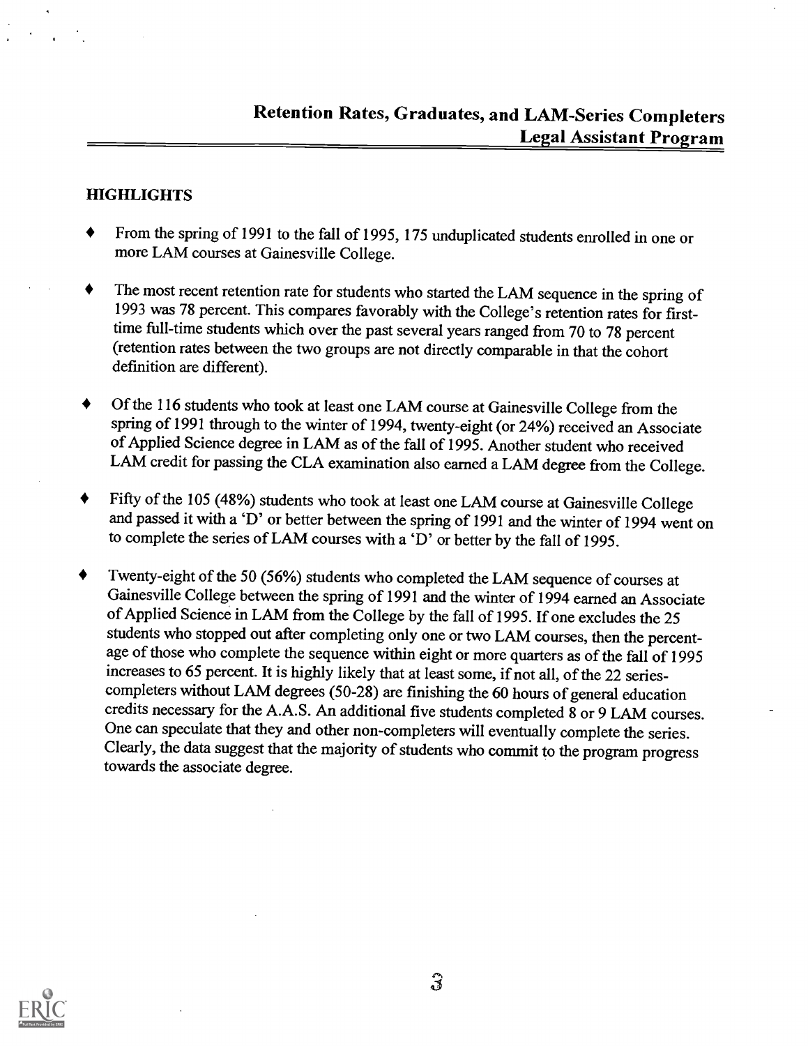## Retention Rates, Graduates, and LAM-Series Completers
## Legal Assistant Program

### HIGHLIGHTS

- From the spring of 1991 to the fall of 1995, 175 unduplicated students enrolled in one or more LAM courses at Gainesville College.
- The most recent retention rate for students who started the LAM sequence in the spring of 1993 was 78 percent. This compares favorably with the College's retention rates for first-time full-time students which over the past several years ranged from 70 to 78 percent (retention rates between the two groups are not directly comparable in that the cohort definition are different).
- Of the 116 students who took at least one LAM course at Gainesville College from the spring of 1991 through to the winter of 1994, twenty-eight (or 24%) received an Associate of Applied Science degree in LAM as of the fall of 1995. Another student who received LAM credit for passing the CLA examination also earned a LAM degree from the College.
- Fifty of the 105 (48%) students who took at least one LAM course at Gainesville College and passed it with a 'D' or better between the spring of 1991 and the winter of 1994 went on to complete the series of LAM courses with a 'D' or better by the fall of 1995.
- Twenty-eight of the 50 (56%) students who completed the LAM sequence of courses at Gainesville College between the spring of 1991 and the winter of 1994 earned an Associate of Applied Science in LAM from the College by the fall of 1995. If one excludes the 25 students who stopped out after completing only one or two LAM courses, then the percentage of those who complete the sequence within eight or more quarters as of the fall of 1995 increases to 65 percent. It is highly likely that at least some, if not all, of the 22 series-completers without LAM degrees (50-28) are finishing the 60 hours of general education credits necessary for the A.A.S. An additional five students completed 8 or 9 LAM courses. One can speculate that they and other non-completers will eventually complete the series. Clearly, the data suggest that the majority of students who commit to the program progress towards the associate degree.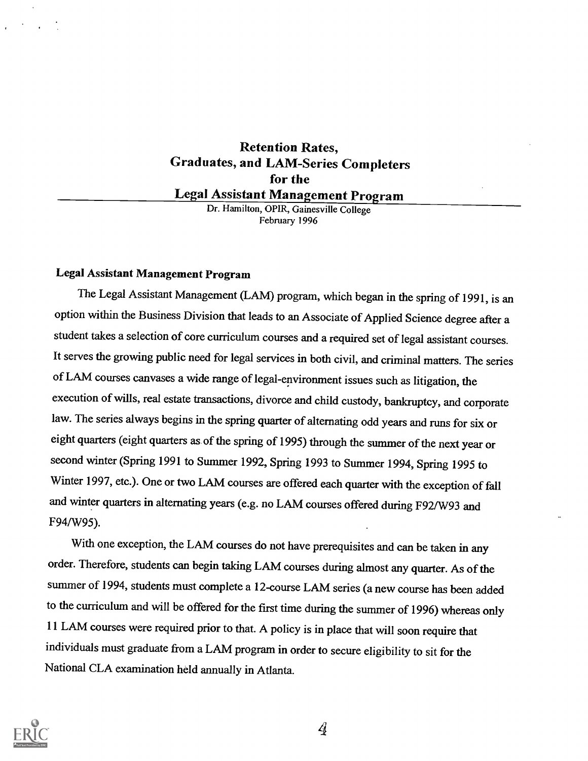# Retention Rates, Graduates, and LAM-Series Completers for the Legal Assistant Management Program

Dr. Hamilton, OPIR, Gainesville College
February 1996

### Legal Assistant Management Program

The Legal Assistant Management (LAM) program, which began in the spring of 1991, is an option within the Business Division that leads to an Associate of Applied Science degree after a student takes a selection of core curriculum courses and a required set of legal assistant courses. It serves the growing public need for legal services in both civil, and criminal matters. The series of LAM courses canvases a wide range of legal-environment issues such as litigation, the execution of wills, real estate transactions, divorce and child custody, bankruptcy, and corporate law. The series always begins in the spring quarter of alternating odd years and runs for six or eight quarters (eight quarters as of the spring of 1995) through the summer of the next year or second winter (Spring 1991 to Summer 1992, Spring 1993 to Summer 1994, Spring 1995 to Winter 1997, etc.). One or two LAM courses are offered each quarter with the exception of fall and winter quarters in alternating years (e.g. no LAM courses offered during F92/W93 and F94/W95).

With one exception, the LAM courses do not have prerequisites and can be taken in any order. Therefore, students can begin taking LAM courses during almost any quarter. As of the summer of 1994, students must complete a 12-course LAM series (a new course has been added to the curriculum and will be offered for the first time during the summer of 1996) whereas only 11 LAM courses were required prior to that. A policy is in place that will soon require that individuals must graduate from a LAM program in order to secure eligibility to sit for the National CLA examination held annually in Atlanta.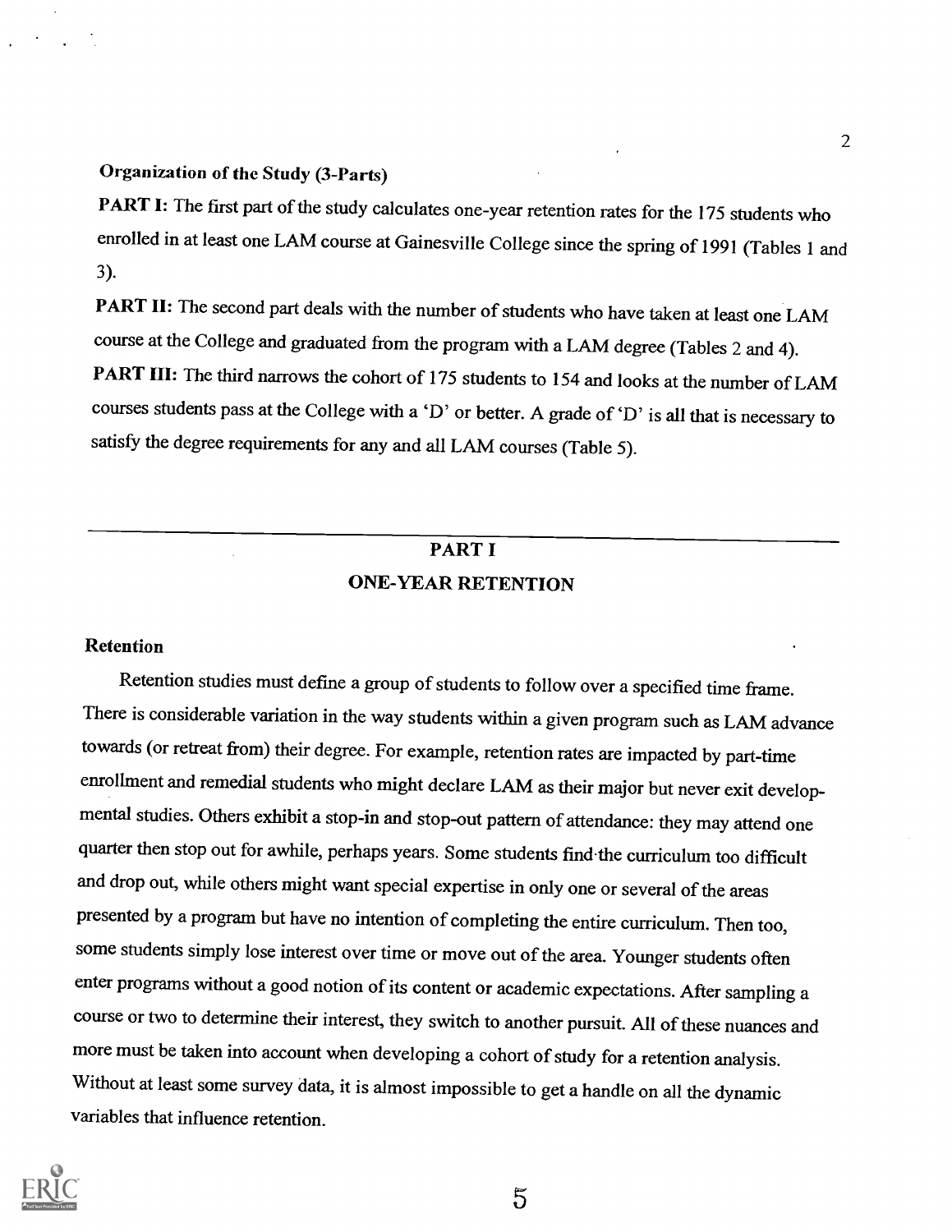**Organization of the Study (3-Parts)**

**PART I:** The first part of the study calculates one-year retention rates for the 175 students who enrolled in at least one LAM course at Gainesville College since the spring of 1991 (Tables 1 and 3).

**PART II:** The second part deals with the number of students who have taken at least one LAM course at the College and graduated from the program with a LAM degree (Tables 2 and 4).

**PART III:** The third narrows the cohort of 175 students to 154 and looks at the number of LAM courses students pass at the College with a 'D' or better. A grade of 'D' is all that is necessary to satisfy the degree requirements for any and all LAM courses (Table 5).

---

## PART I
## ONE-YEAR RETENTION

### Retention

Retention studies must define a group of students to follow over a specified time frame. There is considerable variation in the way students within a given program such as LAM advance towards (or retreat from) their degree. For example, retention rates are impacted by part-time enrollment and remedial students who might declare LAM as their major but never exit developmental studies. Others exhibit a stop-in and stop-out pattern of attendance: they may attend one quarter then stop out for awhile, perhaps years. Some students find the curriculum too difficult and drop out, while others might want special expertise in only one or several of the areas presented by a program but have no intention of completing the entire curriculum. Then too, some students simply lose interest over time or move out of the area. Younger students often enter programs without a good notion of its content or academic expectations. After sampling a course or two to determine their interest, they switch to another pursuit. All of these nuances and more must be taken into account when developing a cohort of study for a retention analysis. Without at least some survey data, it is almost impossible to get a handle on all the dynamic variables that influence retention.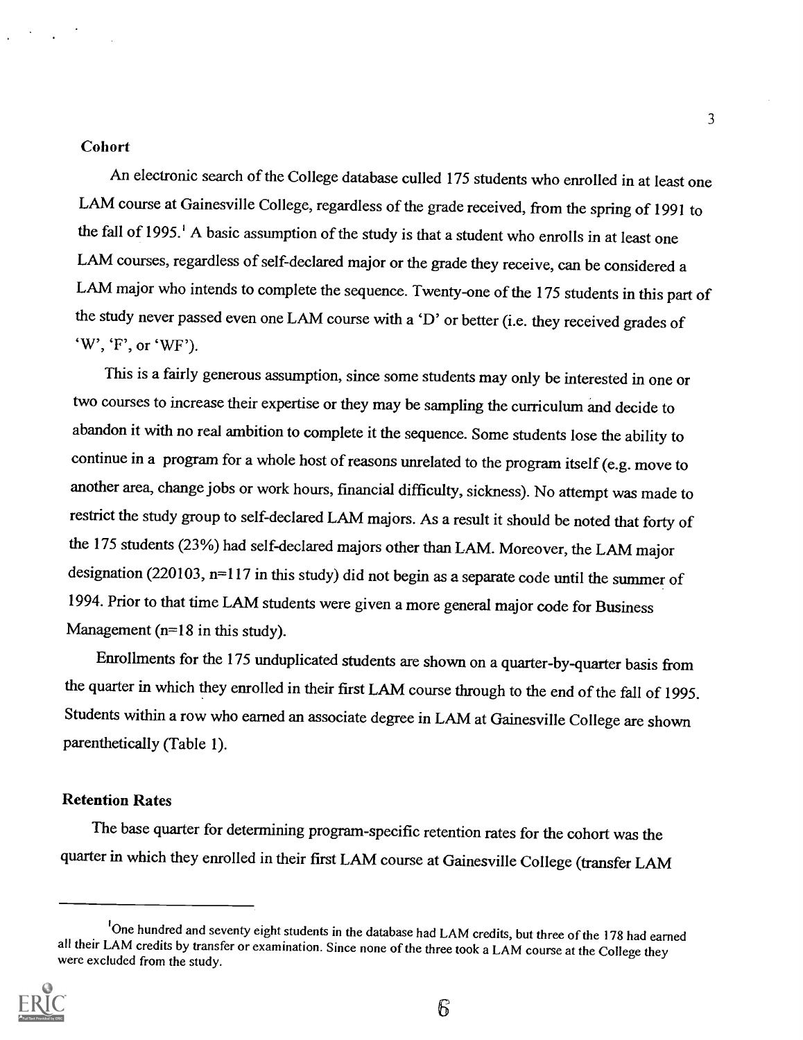### Cohort

An electronic search of the College database culled 175 students who enrolled in at least one LAM course at Gainesville College, regardless of the grade received, from the spring of 1991 to the fall of 1995.[1] A basic assumption of the study is that a student who enrolls in at least one LAM courses, regardless of self-declared major or the grade they receive, can be considered a LAM major who intends to complete the sequence. Twenty-one of the 175 students in this part of the study never passed even one LAM course with a 'D' or better (i.e. they received grades of 'W', 'F', or 'WF').

This is a fairly generous assumption, since some students may only be interested in one or two courses to increase their expertise or they may be sampling the curriculum and decide to abandon it with no real ambition to complete it the sequence. Some students lose the ability to continue in a program for a whole host of reasons unrelated to the program itself (e.g. move to another area, change jobs or work hours, financial difficulty, sickness). No attempt was made to restrict the study group to self-declared LAM majors. As a result it should be noted that forty of the 175 students (23%) had self-declared majors other than LAM. Moreover, the LAM major designation (220103, n=117 in this study) did not begin as a separate code until the summer of 1994. Prior to that time LAM students were given a more general major code for Business Management (n=18 in this study).

Enrollments for the 175 unduplicated students are shown on a quarter-by-quarter basis from the quarter in which they enrolled in their first LAM course through to the end of the fall of 1995. Students within a row who earned an associate degree in LAM at Gainesville College are shown parenthetically (Table 1).

### Retention Rates

The base quarter for determining program-specific retention rates for the cohort was the quarter in which they enrolled in their first LAM course at Gainesville College (transfer LAM

---

[1] One hundred and seventy eight students in the database had LAM credits, but three of the 178 had earned all their LAM credits by transfer or examination. Since none of the three took a LAM course at the College they were excluded from the study.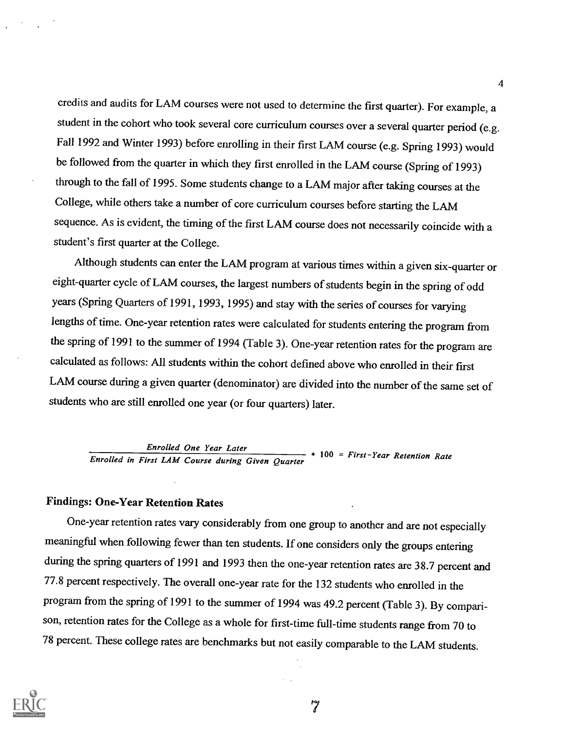credits and audits for LAM courses were not used to determine the first quarter). For example, a student in the cohort who took several core curriculum courses over a several quarter period (e.g. Fall 1992 and Winter 1993) before enrolling in their first LAM course (e.g. Spring 1993) would be followed from the quarter in which they first enrolled in the LAM course (Spring of 1993) through to the fall of 1995. Some students change to a LAM major after taking courses at the College, while others take a number of core curriculum courses before starting the LAM sequence. As is evident, the timing of the first LAM course does not necessarily coincide with a student's first quarter at the College.

Although students can enter the LAM program at various times within a given six-quarter or eight-quarter cycle of LAM courses, the largest numbers of students begin in the spring of odd years (Spring Quarters of 1991, 1993, 1995) and stay with the series of courses for varying lengths of time. One-year retention rates were calculated for students entering the program from the spring of 1991 to the summer of 1994 (Table 3). One-year retention rates for the program are calculated as follows: All students within the cohort defined above who enrolled in their first LAM course during a given quarter (denominator) are divided into the number of the same set of students who are still enrolled one year (or four quarters) later.

$$\frac{\textit{Enrolled One Year Later}}{\textit{Enrolled in First LAM Course during Given Quarter}} * 100 = \textit{First-Year Retention Rate}$$

## Findings: One-Year Retention Rates

One-year retention rates vary considerably from one group to another and are not especially meaningful when following fewer than ten students. If one considers only the groups entering during the spring quarters of 1991 and 1993 then the one-year retention rates are 38.7 percent and 77.8 percent respectively. The overall one-year rate for the 132 students who enrolled in the program from the spring of 1991 to the summer of 1994 was 49.2 percent (Table 3). By comparison, retention rates for the College as a whole for first-time full-time students range from 70 to 78 percent. These college rates are benchmarks but not easily comparable to the LAM students.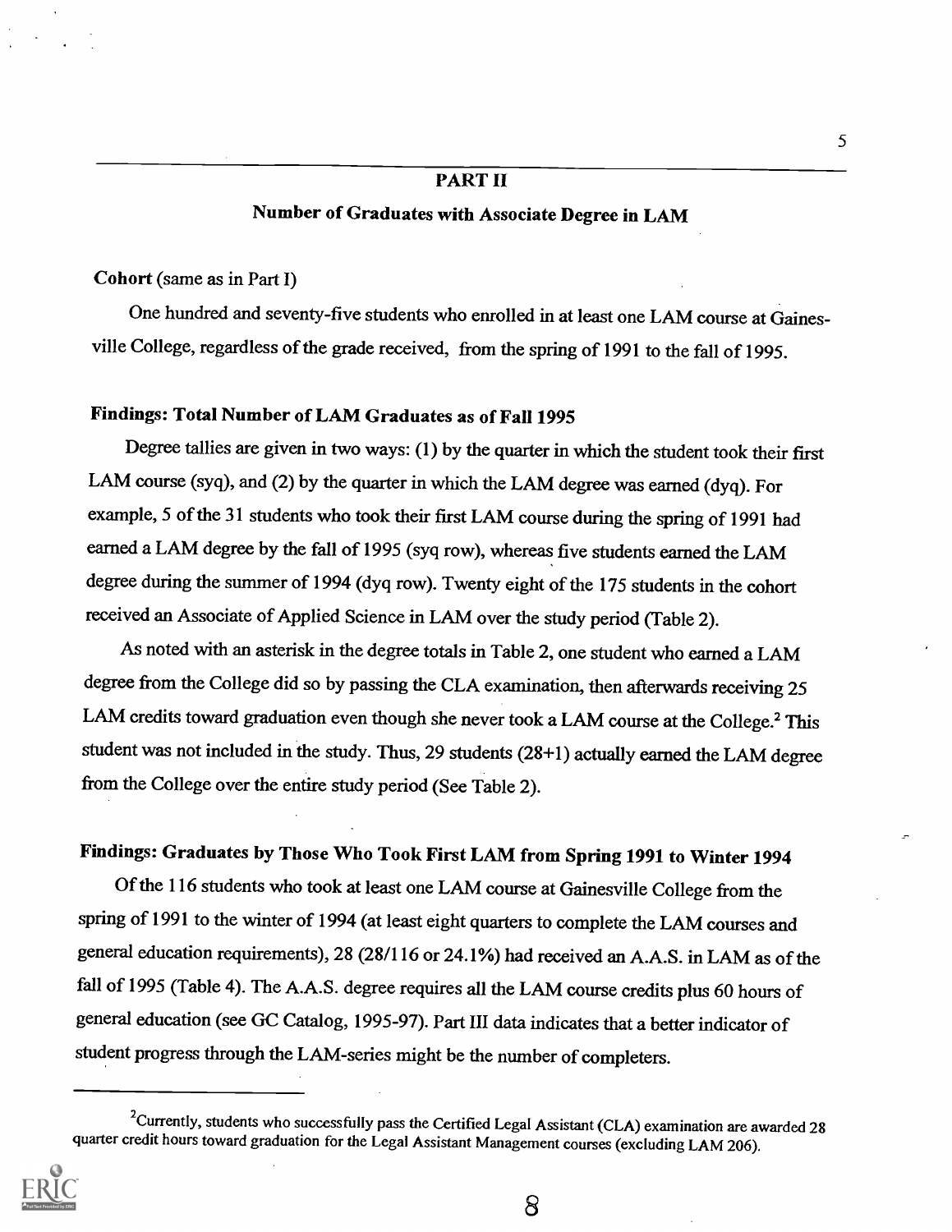## PART II

### Number of Graduates with Associate Degree in LAM

**Cohort** (same as in Part I)

One hundred and seventy-five students who enrolled in at least one LAM course at Gainesville College, regardless of the grade received, from the spring of 1991 to the fall of 1995.

### Findings: Total Number of LAM Graduates as of Fall 1995

Degree tallies are given in two ways: (1) by the quarter in which the student took their first LAM course (syq), and (2) by the quarter in which the LAM degree was earned (dyq). For example, 5 of the 31 students who took their first LAM course during the spring of 1991 had earned a LAM degree by the fall of 1995 (syq row), whereas five students earned the LAM degree during the summer of 1994 (dyq row). Twenty eight of the 175 students in the cohort received an Associate of Applied Science in LAM over the study period (Table 2).

As noted with an asterisk in the degree totals in Table 2, one student who earned a LAM degree from the College did so by passing the CLA examination, then afterwards receiving 25 LAM credits toward graduation even though she never took a LAM course at the College.[2] This student was not included in the study. Thus, 29 students (28+1) actually earned the LAM degree from the College over the entire study period (See Table 2).

### Findings: Graduates by Those Who Took First LAM from Spring 1991 to Winter 1994

Of the 116 students who took at least one LAM course at Gainesville College from the spring of 1991 to the winter of 1994 (at least eight quarters to complete the LAM courses and general education requirements), 28 (28/116 or 24.1%) had received an A.A.S. in LAM as of the fall of 1995 (Table 4). The A.A.S. degree requires all the LAM course credits plus 60 hours of general education (see GC Catalog, 1995-97). Part III data indicates that a better indicator of student progress through the LAM-series might be the number of completers.

---

[2] Currently, students who successfully pass the Certified Legal Assistant (CLA) examination are awarded 28 quarter credit hours toward graduation for the Legal Assistant Management courses (excluding LAM 206).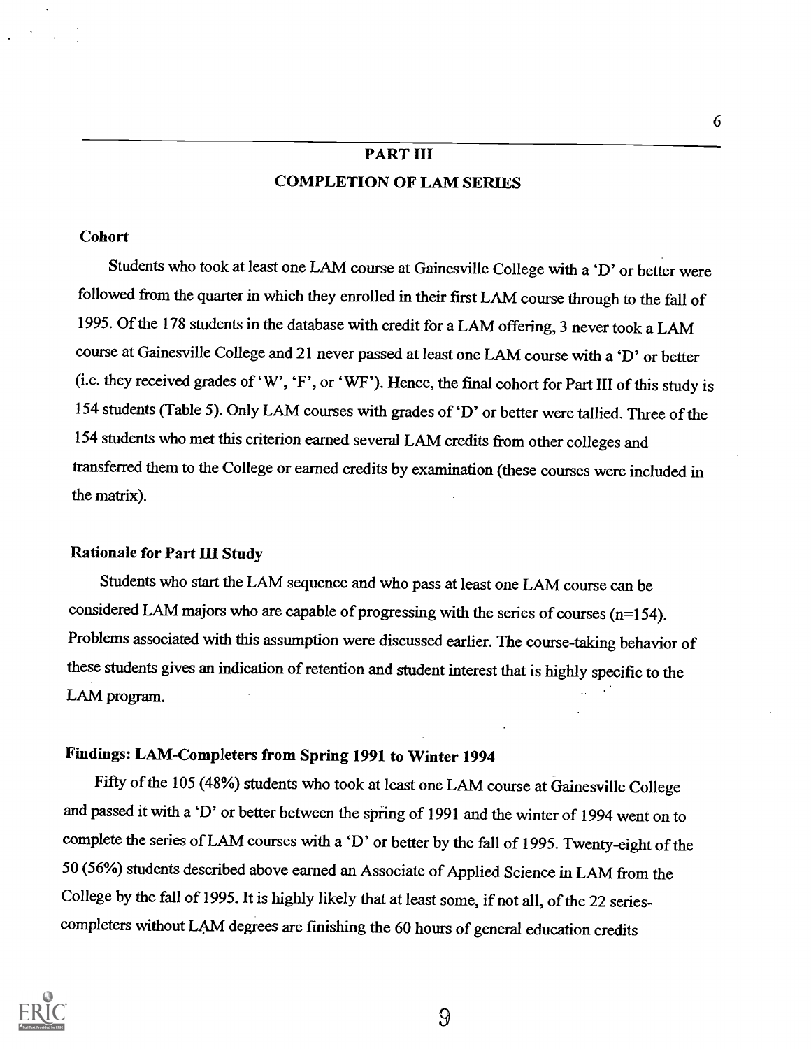## PART III

## COMPLETION OF LAM SERIES

### Cohort

Students who took at least one LAM course at Gainesville College with a 'D' or better were followed from the quarter in which they enrolled in their first LAM course through to the fall of 1995. Of the 178 students in the database with credit for a LAM offering, 3 never took a LAM course at Gainesville College and 21 never passed at least one LAM course with a 'D' or better (i.e. they received grades of 'W', 'F', or 'WF'). Hence, the final cohort for Part III of this study is 154 students (Table 5). Only LAM courses with grades of 'D' or better were tallied. Three of the 154 students who met this criterion earned several LAM credits from other colleges and transferred them to the College or earned credits by examination (these courses were included in the matrix).

### Rationale for Part III Study

Students who start the LAM sequence and who pass at least one LAM course can be considered LAM majors who are capable of progressing with the series of courses (n=154). Problems associated with this assumption were discussed earlier. The course-taking behavior of these students gives an indication of retention and student interest that is highly specific to the LAM program.

### Findings: LAM-Completers from Spring 1991 to Winter 1994

Fifty of the 105 (48%) students who took at least one LAM course at Gainesville College and passed it with a 'D' or better between the spring of 1991 and the winter of 1994 went on to complete the series of LAM courses with a 'D' or better by the fall of 1995. Twenty-eight of the 50 (56%) students described above earned an Associate of Applied Science in LAM from the College by the fall of 1995. It is highly likely that at least some, if not all, of the 22 series-completers without LAM degrees are finishing the 60 hours of general education credits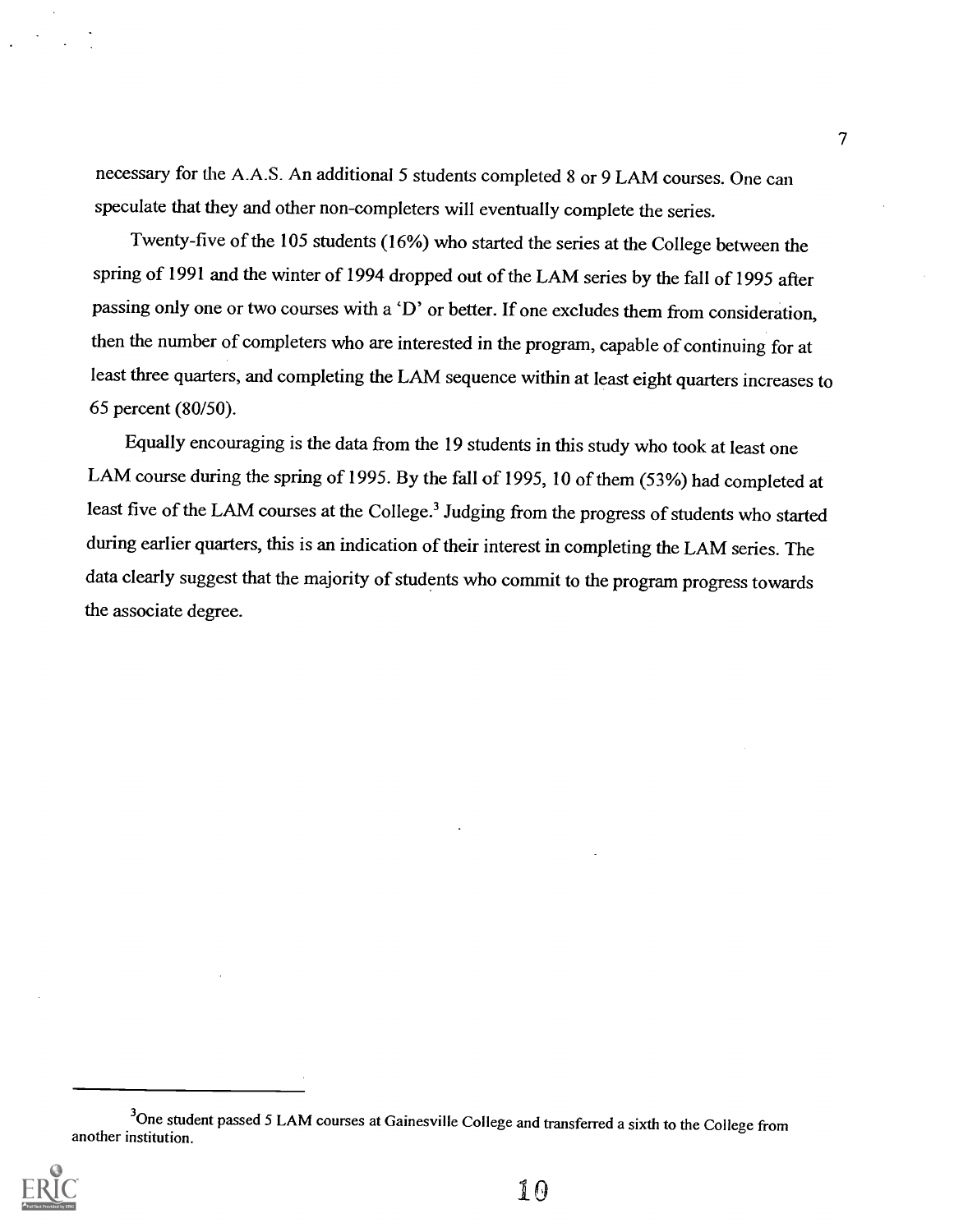necessary for the A.A.S. An additional 5 students completed 8 or 9 LAM courses. One can speculate that they and other non-completers will eventually complete the series.

Twenty-five of the 105 students (16%) who started the series at the College between the spring of 1991 and the winter of 1994 dropped out of the LAM series by the fall of 1995 after passing only one or two courses with a 'D' or better. If one excludes them from consideration, then the number of completers who are interested in the program, capable of continuing for at least three quarters, and completing the LAM sequence within at least eight quarters increases to 65 percent (80/50).

Equally encouraging is the data from the 19 students in this study who took at least one LAM course during the spring of 1995. By the fall of 1995, 10 of them (53%) had completed at least five of the LAM courses at the College.[3] Judging from the progress of students who started during earlier quarters, this is an indication of their interest in completing the LAM series. The data clearly suggest that the majority of students who commit to the program progress towards the associate degree.

[3]One student passed 5 LAM courses at Gainesville College and transferred a sixth to the College from another institution.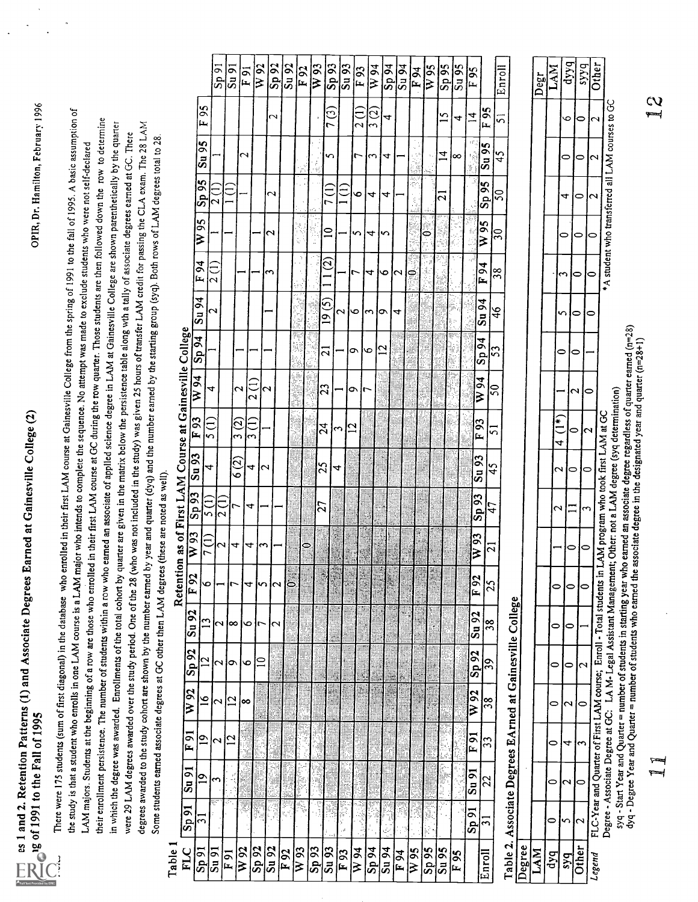# Tables 1 and 2. Retention Patterns (1) and Associate Degrees Earned at Gainesville College (2)
## Spring of 1991 to the Fall of 1995

There were 175 students (sum of first diagonal) in the database who enrolled in their first LAM course at Gainesville College from the spring of 1991 to the fall of 1995. A basic assumption of the study is that a student who enrolls in one LAM course is a LAM major who intends to complete the sequence. No attempt was made to exclude students who were not self-declared LAM majors. Students at the beginning of a row are those who enrolled in their first LAM course at GC during the row quarter. Those students are then followed down the row to determine their enrollment persistence. The number of students within a row who earned an associate of applied science degree in LAM at Gainesville College are shown parenthetically by the quarter in which the degree was awarded. Enrollments of the total cohort by quarter are given in the matrix below the persistence table along with a tally of associate degrees earned at GC. There were 29 LAM degrees awarded over the study period. One of the 28 (who was not included in the study) was given 25 hours of transfer LAM credit for passing the CLA exam. The 28 LAM degrees awarded to the study cohort are shown by the number earned by year and quarter (dyq) and the number earned by the starting group (syq). Both rows of LAM degrees total to 28. Some students earned associate degrees at GC other then LAM degrees (these are noted as well).

**Table 1**

| FLC | Retention as of First LAM Course at Gainesville College | | | | | | | | | | | | | | | | | | | |
|---|---|---|---|---|---|---|---|---|---|---|---|---|---|---|---|---|---|---|---|---|
| FLC | Sp 91 | Su 91 | F 91 | W 92 | Sp 92 | Su 92 | F 92 | W 93 | Sp 93 | Su 93 | F 93 | W 94 | Sp 94 | Su 94 | F 94 | W 95 | Sp 95 | Su 95 | F 95 | |
| Sp 91 | 31 | 19 | 19 | 16 | 12 | 13 | 6 | 7 (1) | 5 (1) | 4 | 5 (1) | 4 | | | 2 (1) | | 2 (1) | 1 | | Sp 91 |
| Su 91 | | 3 | 2 | 2 | 2 | 2 | | 2 | 2 (1) | | | | | 2 | | 1 | 1 (1) | | | Su 91 |
| F 91 | | | 12 | 12 | 9 | 8 | 7 | 4 | 7 | 6 (2) | 3 (2) | 2 | 1 | | | | | | | F 91 |
| W 92 | | | | 8 | 6 | 6 | 4 | 4 | 4 | 4 | 3 (1) | 2 (1) | 1 | | 1 | | 1 | 2 | | W 92 |
| Sp 92 | | | | | 10 | 7 | 5 | 3 | 1 | 2 | 1 | 2 | 1 | 1 | 1 | 1 | | | | Sp 92 |
| Su 92 | | | | | | 2 | 2 | 1 | 1 | | | | | | 3 | 2 | 2 | | 2 | Su 92 |
| F 92 | | | | | | | 0 | | | | | | | | | | | | | F 92 |
| W 93 | | | | | | | | 0 | | | | | | | | | | | | W 93 |
| Sp 93 | | | | | | | | | 27 | 25 | 24 | 23 | 21 | 19 (5) | 11 (2) | 10 | 7 (1) | 5 | 7 (3) | Sp 93 |
| Su 93 | | | | | | | | | | 4 | 3 | 1 | 1 | 2 | 1 | 1 | 1 (1) | | | Su 93 |
| F 93 | | | | | | | | | | | 12 | 9 | 9 | 6 | 7 | 5 | 6 | 7 | 2 (1) | F 93 |
| W 94 | | | | | | | | | | | | 7 | 6 | 3 | 4 | 4 | 4 | 3 | 3 (2) | W 94 |
| Sp 94 | | | | | | | | | | | | | 12 | 9 | 6 | 5 | 4 | 4 | 4 | Sp 94 |
| Su 94 | | | | | | | | | | | | | | 4 | 2 | | 1 | 1 | | Su 94 |
| F 94 | | | | | | | | | | | | | | | 0 | | | | | F 94 |
| W 95 | | | | | | | | | | | | | | | | 0 | | | | W 95 |
| Sp 95 | | | | | | | | | | | | | | | | | 21 | 14 | 15 | Sp 95 |
| Su 95 | | | | | | | | | | | | | | | | | | 8 | 4 | Su 95 |
| F 95 | | | | | | | | | | | | | | | | | | | 14 | F 95 |
| | Sp 91 | Su 91 | F 91 | W 92 | Sp 92 | Su 92 | F 92 | W 93 | Sp 93 | Su 93 | F 93 | W 94 | Sp 94 | Su 94 | F 94 | W 95 | Sp 95 | Su 95 | F 95 | |
| Enroll | 31 | 22 | 33 | 38 | 39 | 38 | 25 | 21 | 47 | 45 | 51 | 50 | 53 | 46 | 38 | 30 | 50 | 45 | 51 | Enroll |

**Table 2. Associate Degrees EArned at Gainesville College**

| Degree | | | | | | | | | | | | | | | | | | | | Degr |
|---|---|---|---|---|---|---|---|---|---|---|---|---|---|---|---|---|---|---|---|---|
| LAM | | | | | | | | | | | | | | | | | | | | LAM |
| dyq | 0 | 0 | 0 | 0 | 0 | 0 | 0 | 1 | 2 | 2 | 4 (1*) | 1 | 0 | 5 | 3 | 0 | 4 | 0 | 6 | dyq |
| syq | 5 | 2 | 4 | 2 | 0 | 0 | 0 | 0 | 11 | 0 | 0 | 2 | 0 | 0 | 0 | 0 | 0 | 0 | 0 | syq |
| Other | 2 | 0 | 3 | 0 | 2 | 1 | 0 | 0 | 3 | 0 | 2 | 0 | 1 | 0 | 0 | 0 | 2 | 2 | 2 | Other |

*Legend*
FLC-Year and Quarter of First LAM course; Enroll - Total students in LAM program who took first LAM at GC
Degree - Associate Degree at GC: LA M- Legal Assistant Management; Other: not a LAM degree (syq determination)
syq - Start Year and Quarter = number of students in starting year who earned an associate degree regardless of quarter earned (n=28)
dyq - Degree Year and Quarter = number of students who earned the associate degree in the designated year and quarter (n=28+1)

*A student who transferred all LAM courses to GC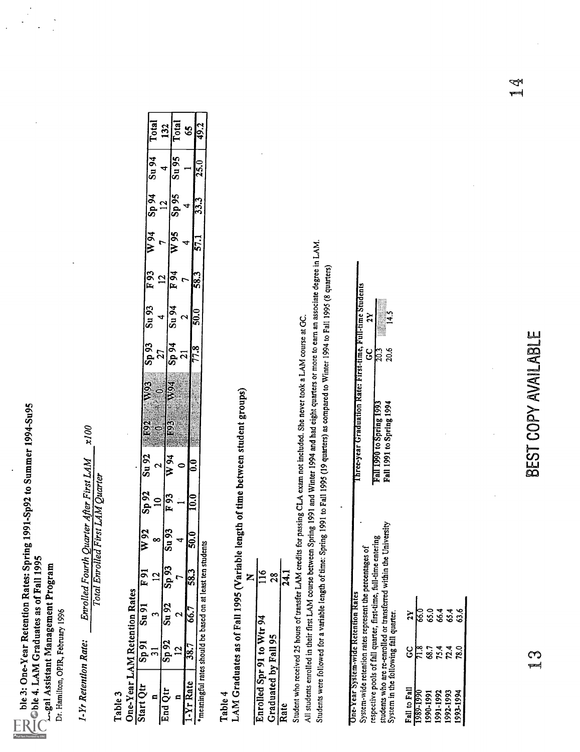ble 3: One-Year Retention Rates: Spring 1991-Sp92 to Summer 1994-Su95
ble 4. LAM Graduates as of Fall 1995
Legal Assistant Management Program
Dr. Hamilton, OPIR, February 1996

*1-Yr Retention Rate:* $\frac{\textit{Enrolled Fourth Quarter After First LAM}}{\textit{Total Enrolled First LAM Quarter}} \times 100$

Table 3
One-Year LAM Retention Rates

| Start Qtr | Sp 91 | Su 91 | F 91 | W 92 | Sp 92 | Su 92 | F92 | W93 | Sp 93 | Su 93 | F 93 | W 94 | Sp 94 | Su 94 | Total |
|---|---|---|---|---|---|---|---|---|---|---|---|---|---|---|---|
| n | 31 | 3 | 12 | 8 | 10 | 2 | 0 | 0 | 27 | 4 | 12 | 7 | 12 | 4 | 132 |
| End Qtr | Sp 92 | Su 92 | Sp 93 | Su 93 | F 93 | W 94 | F93 | W94 | Sp 94 | Su 94 | F 94 | W 95 | Sp 95 | Su 95 | Total |
| n | 12 | 2 | 7 | 4 | 1 | 0 | | | 21 | 2 | 7 | 4 | 4 | 1 | 65 |
| 1-Yr Rate | 38.7 | 66.7 | 58.3 | 50.0 | 10.0 | 0.0 | | | 77.8 | 50.0 | 58.3 | 57.1 | 33.3 | 25.0 | 49.2 |

*meaningful rates should be based on at least ten students

Table 4
LAM Graduates as of Fall 1995 (Variable length of time between student groups)

| | N |
|---|---|
| Enrolled Spr 91 to Wtr 94 | 116 |
| Graduated by Fall 95 | 28 |
| Rate | 24.1 |

Student who received 25 hours of transfer LAM credits for passing CLA exam not included. She never took a LAM course at GC.
All students enrolled in their first LAM course between Spring 1991 and Winter 1994 and had eight quarters or more to earn an associate degree in LAM.
Students were followed for a variable length of time: Spring 1991 to Fall 1995 (19 quarters) as compared to Winter 1994 to Fall 1995 (8 quarters)

One-Year System-wide Retention Rates
System-wide retention rates represent the percentages of respective pools of fall quarter, first-time, full-time entering students who are re-enrolled or transferred within the University System in the following fall quarter.

| Fall to Fall | GC | 2Y |
|---|---|---|
| 1989-1990 | 71.8 | 66.0 |
| 1990-1991 | 68.7 | 65.0 |
| 1991-1992 | 75.4 | 66.4 |
| 1992-1993 | 72.4 | 65.4 |
| 1993-1994 | 78.0 | 63.6 |

Three-year Graduation Rate: First-time, Full-time Students

| | GC | 2Y |
|---|---|---|
| Fall 1990 to Spring 1993 | 20.3 | |
| Fall 1991 to Spring 1994 | 20.6 | 14.5 |

BEST COPY AVAILABLE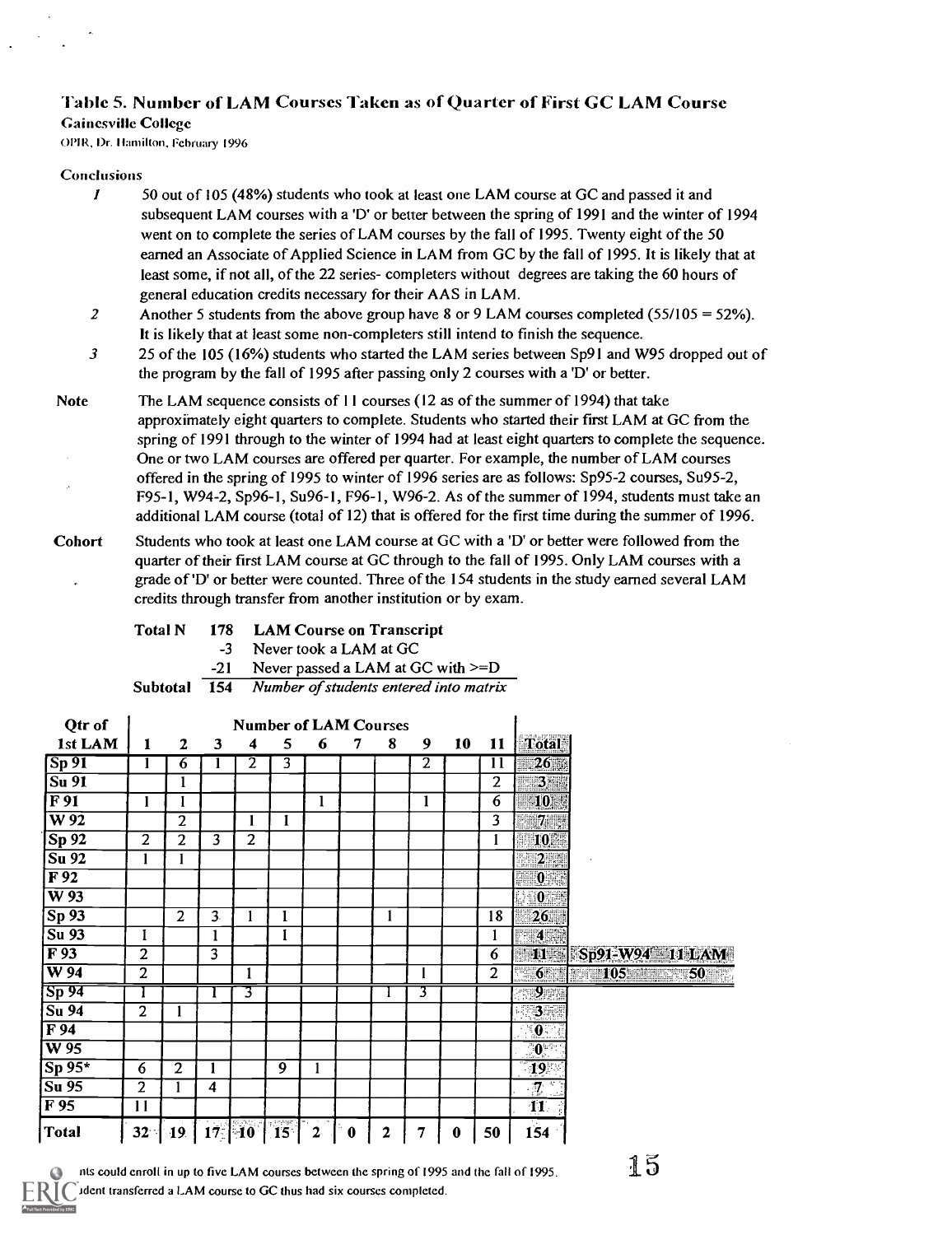## Table 5. Number of LAM Courses Taken as of Quarter of First GC LAM Course

**Gainesville College**

OPIR, Dr. Hamilton, February 1996

**Conclusions**

*1* 50 out of 105 (48%) students who took at least one LAM course at GC and passed it and subsequent LAM courses with a 'D' or better between the spring of 1991 and the winter of 1994 went on to complete the series of LAM courses by the fall of 1995. Twenty eight of the 50 earned an Associate of Applied Science in LAM from GC by the fall of 1995. It is likely that at least some, if not all, of the 22 series- completers without degrees are taking the 60 hours of general education credits necessary for their AAS in LAM.

*2* Another 5 students from the above group have 8 or 9 LAM courses completed (55/105 = 52%). It is likely that at least some non-completers still intend to finish the sequence.

*3* 25 of the 105 (16%) students who started the LAM series between Sp91 and W95 dropped out of the program by the fall of 1995 after passing only 2 courses with a 'D' or better.

**Note** The LAM sequence consists of 11 courses (12 as of the summer of 1994) that take approximately eight quarters to complete. Students who started their first LAM at GC from the spring of 1991 through to the winter of 1994 had at least eight quarters to complete the sequence. One or two LAM courses are offered per quarter. For example, the number of LAM courses offered in the spring of 1995 to winter of 1996 series are as follows: Sp95-2 courses, Su95-2, F95-1, W94-2, Sp96-1, Su96-1, F96-1, W96-2. As of the summer of 1994, students must take an additional LAM course (total of 12) that is offered for the first time during the summer of 1996.

**Cohort** Students who took at least one LAM course at GC with a 'D' or better were followed from the quarter of their first LAM course at GC through to the fall of 1995. Only LAM courses with a grade of 'D' or better were counted. Three of the 154 students in the study earned several LAM credits through transfer from another institution or by exam.

| | | |
|---|---|---|
| **Total N** | **178** | **LAM Course on Transcript** |
| | -3 | Never took a LAM at GC |
| | -21 | Never passed a LAM at GC with >=D |
| **Subtotal** | **154** | *Number of students entered into matrix* |

| Qtr of 1st LAM | Number of LAM Courses 1 | 2 | 3 | 4 | 5 | 6 | 7 | 8 | 9 | 10 | 11 | Total |
|---|---|---|---|---|---|---|---|---|---|---|---|---|
| Sp 91 | 1 | 6 | 1 | 2 | 3 | | | | 2 | | 11 | 26 |
| Su 91 | | 1 | | | | | | | | | 2 | 3 |
| F 91 | 1 | 1 | | | | 1 | | | 1 | | 6 | 10 |
| W 92 | | 2 | | 1 | 1 | | | | | | 3 | 7 |
| Sp 92 | 2 | 2 | 3 | 2 | | | | | | | 1 | 10 |
| Su 92 | 1 | 1 | | | | | | | | | | 2 |
| F 92 | | | | | | | | | | | | 0 |
| W 93 | | | | | | | | | | | | 0 |
| Sp 93 | | 2 | 3 | 1 | 1 | | | 1 | | | 18 | 26 |
| Su 93 | 1 | | 1 | | 1 | | | | | | 1 | 4 |
| F 93 | 2 | | 3 | | | | | | | | 6 | 11 |
| W 94 | 2 | | | 1 | | | | | 1 | | 2 | 6 |
| Sp 94 | 1 | | 1 | 3 | | | | 1 | 3 | | | 9 |
| Su 94 | 2 | 1 | | | | | | | | | | 3 |
| F 94 | | | | | | | | | | | | 0 |
| W 95 | | | | | | | | | | | | 0 |
| Sp 95* | 6 | 2 | 1 | | 9 | 1 | | | | | | 19 |
| Su 95 | 2 | 1 | 4 | | | | | | | | | 7 |
| F 95 | 11 | | | | | | | | | | | 11 |
| Total | 32 | 19 | 17 | 10 | 15 | 2 | 0 | 2 | 7 | 0 | 50 | 154 |

| Sp91-W94 | 11 LAM |
|---|---|
| 105 | 50 |

...nts could enroll in up to five LAM courses between the spring of 1995 and the fall of 1995.

...ident transferred a LAM course to GC thus had six courses completed.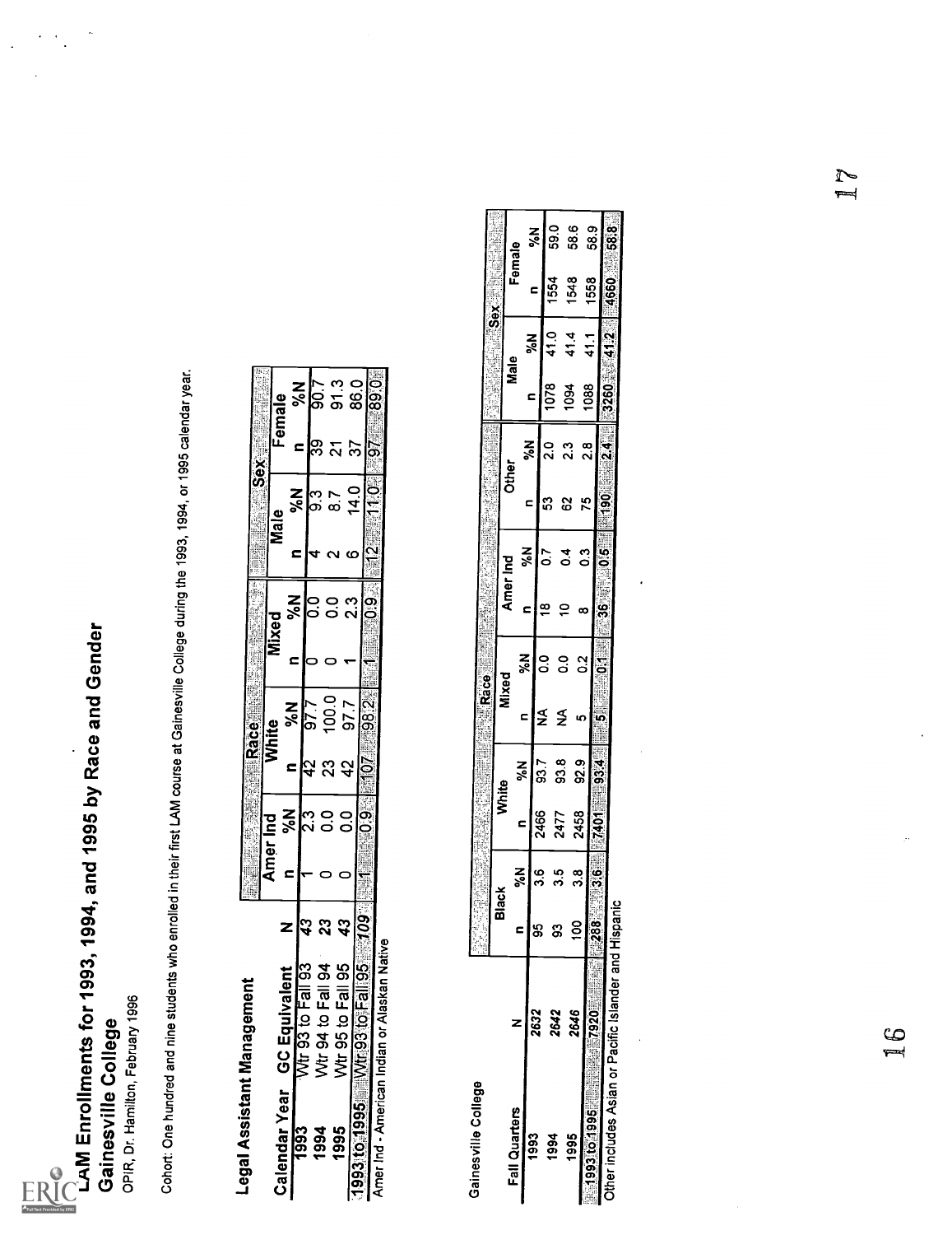# LAM Enrollments for 1993, 1994, and 1995 by Race and Gender

## Gainesville College

OPIR, Dr. Hamilton, February 1996

Cohort: One hundred and nine students who enrolled in their first LAM course at Gainesville College during the 1993, 1994, or 1995 calendar year.

### Legal Assistant Management

| Calendar Year | GC Equivalent | N | Race | | | | | | Sex | | | |
|---|---|---|---|---|---|---|---|---|---|---|---|---|
| | | | Amer Ind | | White | | Mixed | | Male | | Female | |
| | | | n | %N | n | %N | n | %N | n | %N | n | %N |
| 1993 | Wtr 93 to Fall 93 | 43 | 1 | 2.3 | 42 | 97.7 | 0 | 0.0 | 4 | 9.3 | 39 | 90.7 |
| 1994 | Wtr 94 to Fall 94 | 23 | 0 | 0.0 | 23 | 100.0 | 0 | 0.0 | 2 | 8.7 | 21 | 91.3 |
| 1995 | Wtr 95 to Fall 95 | 43 | 0 | 0.0 | 42 | 97.7 | 1 | 2.3 | 6 | 14.0 | 37 | 86.0 |
| 1993 to 1995 | Wtr 93 to Fall 95 | 109 | 1 | 0.9 | 107 | 98.2 | 1 | 0.9 | 12 | 11.0 | 97 | 89.0 |

Amer Ind - American Indian or Alaskan Native

### Gainesville College

| Fall Quarters | N | Race | | | | | | | | | | Sex | | | |
|---|---|---|---|---|---|---|---|---|---|---|---|---|---|---|---|
| | | Black | | White | | Mixed | | Amer Ind | | Other | | Male | | Female | |
| | | n | %N | n | %N | n | %N | n | %N | n | %N | n | %N | n | %N |
| 1993 | 2632 | 95 | 3.6 | 2466 | 93.7 | NA | 0.0 | 18 | 0.7 | 53 | 2.0 | 1078 | 41.0 | 1554 | 59.0 |
| 1994 | 2642 | 93 | 3.5 | 2477 | 93.8 | NA | 0.0 | 10 | 0.4 | 62 | 2.3 | 1094 | 41.4 | 1548 | 58.6 |
| 1995 | 2646 | 100 | 3.8 | 2458 | 92.9 | 5 | 0.2 | 8 | 0.3 | 75 | 2.8 | 1088 | 41.1 | 1558 | 58.9 |
| 1993 to 1995 | 7920 | 288 | 3.6 | 7401 | 93.4 | 5 | 0.1 | 36 | 0.5 | 190 | 2.4 | 3260 | 41.2 | 4660 | 58.8 |

Other includes Asian or Pacific Islander and Hispanic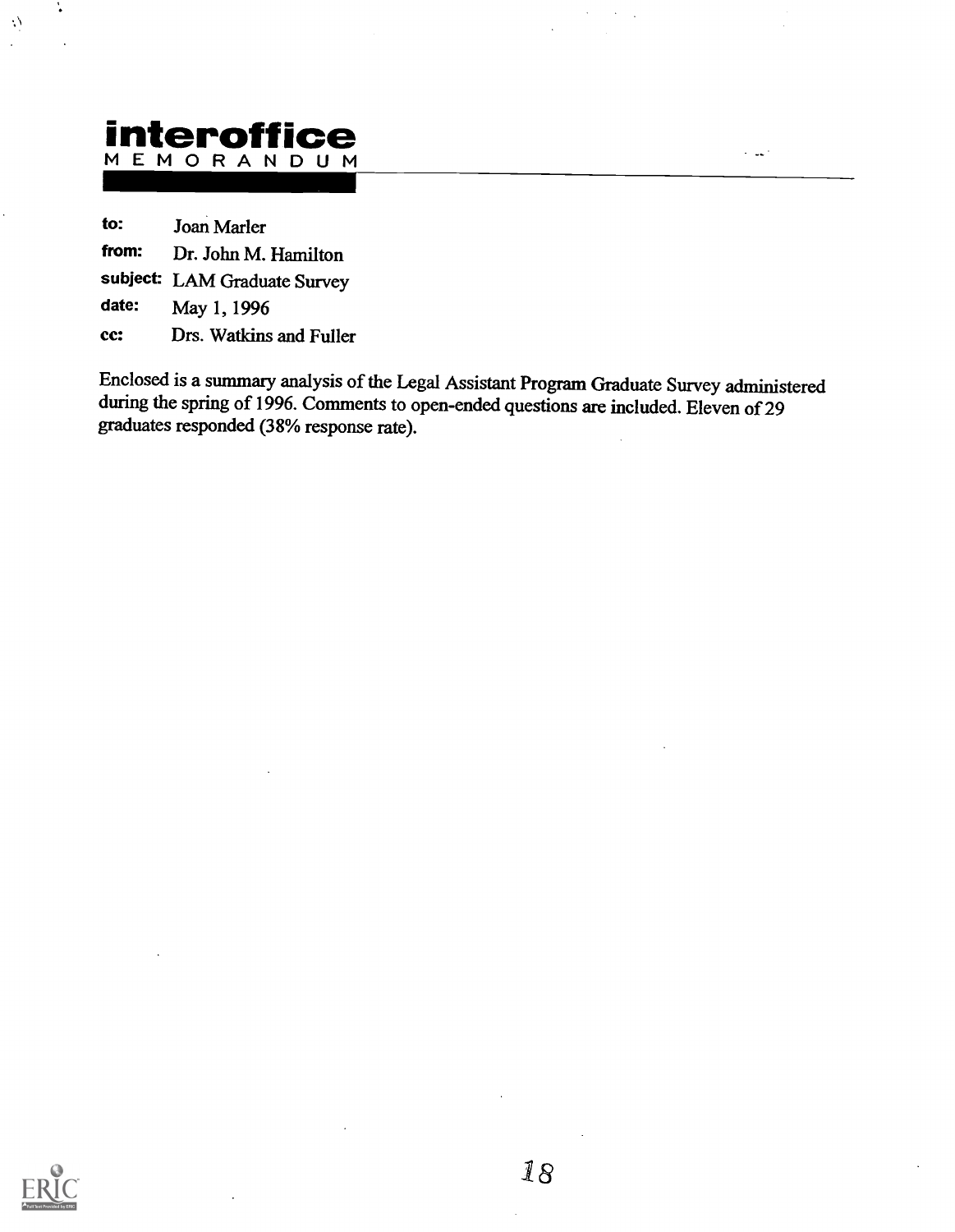# interoffice
MEMORANDUM

**to:** Joan Marler

**from:** Dr. John M. Hamilton

**subject:** LAM Graduate Survey

**date:** May 1, 1996

**cc:** Drs. Watkins and Fuller

Enclosed is a summary analysis of the Legal Assistant Program Graduate Survey administered during the spring of 1996. Comments to open-ended questions are included. Eleven of 29 graduates responded (38% response rate).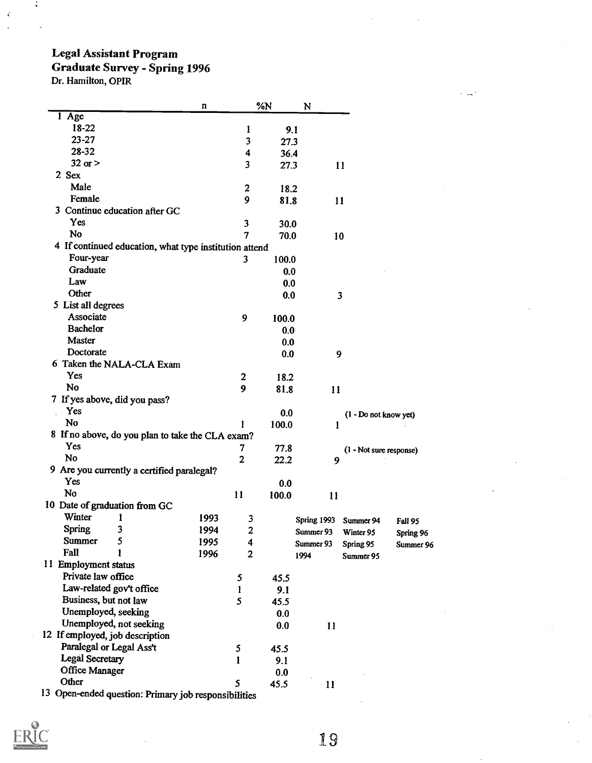**Legal Assistant Program**
**Graduate Survey - Spring 1996**
Dr. Hamilton, OPIR

| | n | %N | N | | | |
|---|---|---|---|---|---|---|
| **1 Age** | | | | | | |
| 18-22 | 1 | 9.1 | | | | |
| 23-27 | 3 | 27.3 | | | | |
| 28-32 | 4 | 36.4 | | | | |
| 32 or > | 3 | 27.3 | 11 | | | |
| **2 Sex** | | | | | | |
| Male | 2 | 18.2 | | | | |
| Female | 9 | 81.8 | 11 | | | |
| **3 Continue education after GC** | | | | | | |
| Yes | 3 | 30.0 | | | | |
| No | 7 | 70.0 | 10 | | | |
| **4 If continued education, what type institution attend** | | | | | | |
| Four-year | 3 | 100.0 | | | | |
| Graduate | | 0.0 | | | | |
| Law | | 0.0 | | | | |
| Other | | 0.0 | 3 | | | |
| **5 List all degrees** | | | | | | |
| Associate | 9 | 100.0 | | | | |
| Bachelor | | 0.0 | | | | |
| Master | | 0.0 | | | | |
| Doctorate | | 0.0 | 9 | | | |
| **6 Taken the NALA-CLA Exam** | | | | | | |
| Yes | 2 | 18.2 | | | | |
| No | 9 | 81.8 | 11 | | | |
| **7 If yes above, did you pass?** | | | | | | |
| Yes | | 0.0 | | (1 - Do not know yet) | | |
| No | 1 | 100.0 | 1 | | | |
| **8 If no above, do you plan to take the CLA exam?** | | | | | | |
| Yes | 7 | 77.8 | | (1 - Not sure response) | | |
| No | 2 | 22.2 | 9 | | | |
| **9 Are you currently a certified paralegal?** | | | | | | |
| Yes | | 0.0 | | | | |
| No | 11 | 100.0 | 11 | | | |
| **10 Date of graduation from GC** | | | | | | |
| Winter 1 — 1993 | 3 | | | Spring 1993 | Summer 94 | Fall 95 |
| Spring 3 — 1994 | 2 | | | Summer 93 | Winter 95 | Spring 96 |
| Summer 5 — 1995 | 4 | | | Summer 93 | Spring 95 | Summer 96 |
| Fall 1 — 1996 | 2 | | | 1994 | Summer 95 | |
| **11 Employment status** | | | | | | |
| Private law office | 5 | 45.5 | | | | |
| Law-related gov't office | 1 | 9.1 | | | | |
| Business, but not law | 5 | 45.5 | | | | |
| Unemployed, seeking | | 0.0 | | | | |
| Unemployed, not seeking | | 0.0 | 11 | | | |
| **12 If employed, job description** | | | | | | |
| Paralegal or Legal Ass't | 5 | 45.5 | | | | |
| Legal Secretary | 1 | 9.1 | | | | |
| Office Manager | | 0.0 | | | | |
| Other | 5 | 45.5 | 11 | | | |

13 Open-ended question: Primary job responsibilities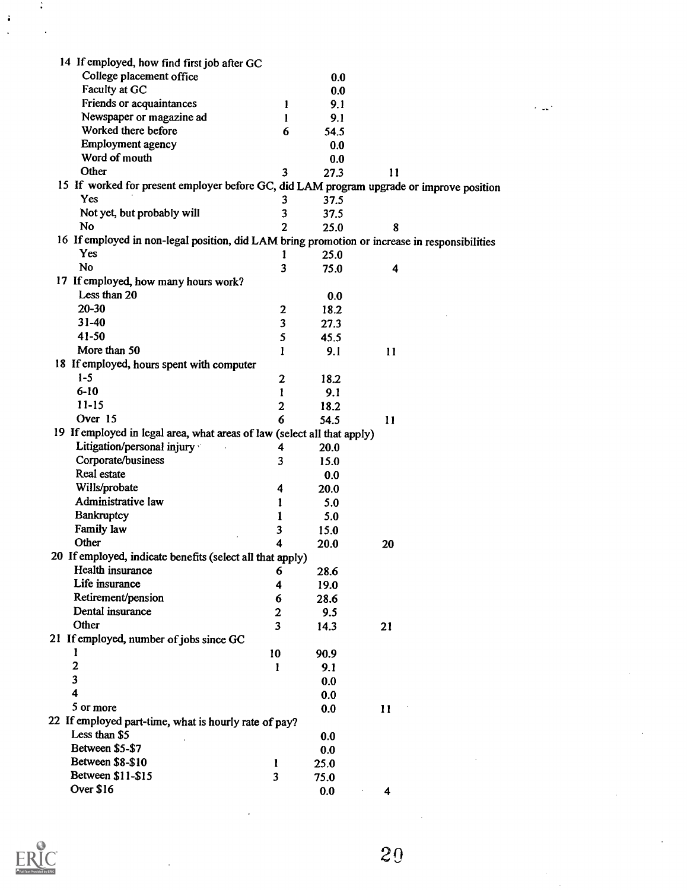| | | | |
|---|---|---|---|
| **14 If employed, how find first job after GC** | | | |
| College placement office | | 0.0 | |
| Faculty at GC | | 0.0 | |
| Friends or acquaintances | 1 | 9.1 | |
| Newspaper or magazine ad | 1 | 9.1 | |
| Worked there before | 6 | 54.5 | |
| Employment agency | | 0.0 | |
| Word of mouth | | 0.0 | |
| Other | 3 | 27.3 | 11 |
| **15 If worked for present employer before GC, did LAM program upgrade or improve position** | | | |
| Yes | 3 | 37.5 | |
| Not yet, but probably will | 3 | 37.5 | |
| No | 2 | 25.0 | 8 |
| **16 If employed in non-legal position, did LAM bring promotion or increase in responsibilities** | | | |
| Yes | 1 | 25.0 | |
| No | 3 | 75.0 | 4 |
| **17 If employed, how many hours work?** | | | |
| Less than 20 | | 0.0 | |
| 20-30 | 2 | 18.2 | |
| 31-40 | 3 | 27.3 | |
| 41-50 | 5 | 45.5 | |
| More than 50 | 1 | 9.1 | 11 |
| **18 If employed, hours spent with computer** | | | |
| 1-5 | 2 | 18.2 | |
| 6-10 | 1 | 9.1 | |
| 11-15 | 2 | 18.2 | |
| Over 15 | 6 | 54.5 | 11 |
| **19 If employed in legal area, what areas of law (select all that apply)** | | | |
| Litigation/personal injury | 4 | 20.0 | |
| Corporate/business | 3 | 15.0 | |
| Real estate | | 0.0 | |
| Wills/probate | 4 | 20.0 | |
| Administrative law | 1 | 5.0 | |
| Bankruptcy | 1 | 5.0 | |
| Family law | 3 | 15.0 | |
| Other | 4 | 20.0 | 20 |
| **20 If employed, indicate benefits (select all that apply)** | | | |
| Health insurance | 6 | 28.6 | |
| Life insurance | 4 | 19.0 | |
| Retirement/pension | 6 | 28.6 | |
| Dental insurance | 2 | 9.5 | |
| Other | 3 | 14.3 | 21 |
| **21 If employed, number of jobs since GC** | | | |
| 1 | 10 | 90.9 | |
| 2 | 1 | 9.1 | |
| 3 | | 0.0 | |
| 4 | | 0.0 | |
| 5 or more | | 0.0 | 11 |
| **22 If employed part-time, what is hourly rate of pay?** | | | |
| Less than $5 | | 0.0 | |
| Between $5-$7 | | 0.0 | |
| Between $8-$10 | 1 | 25.0 | |
| Between $11-$15 | 3 | 75.0 | |
| Over $16 | | 0.0 | 4 |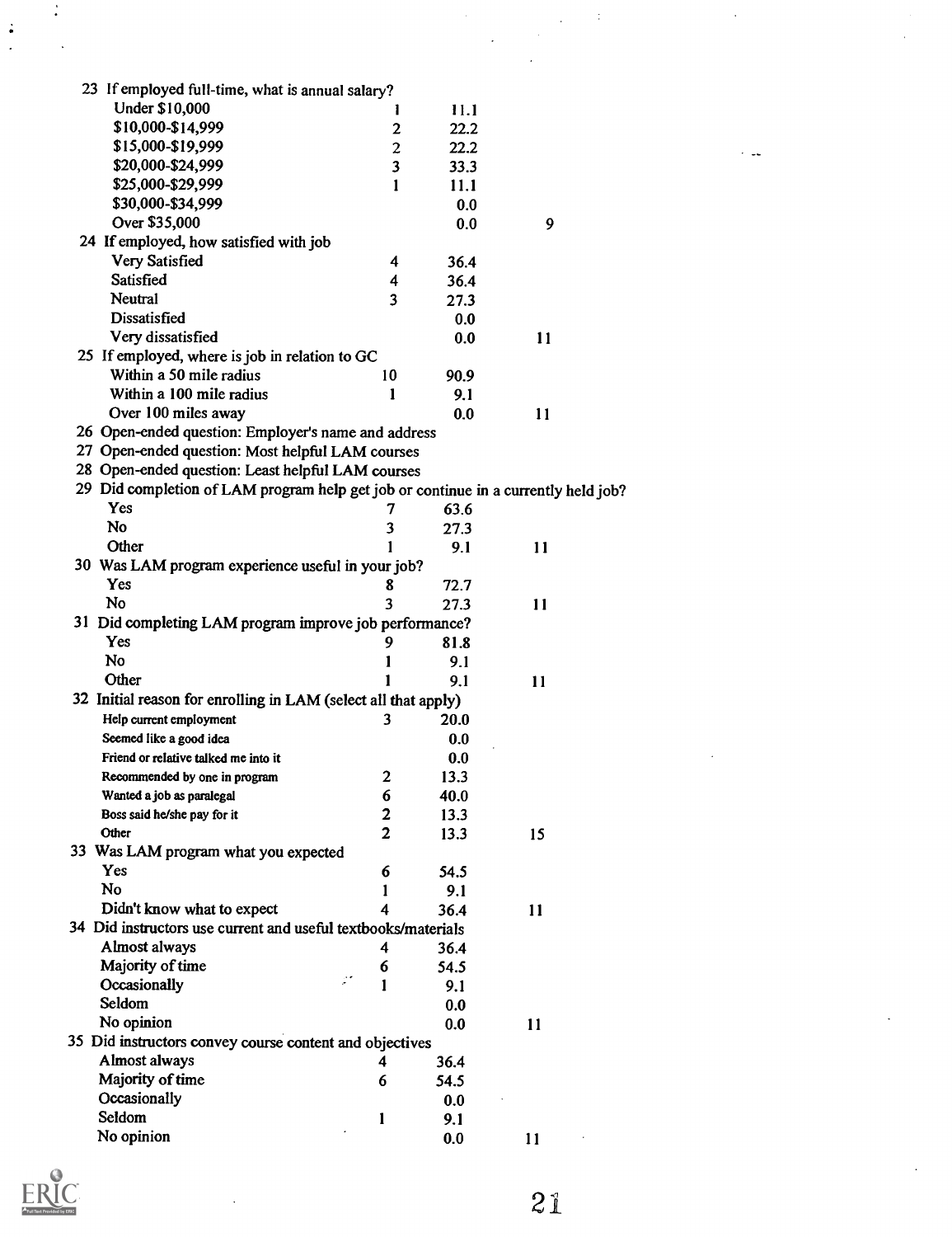| Item | N | % | Total |
|---|---|---|---|
| 23 If employed full-time, what is annual salary? | | | |
| Under $10,000 | 1 | 11.1 | |
| $10,000-$14,999 | 2 | 22.2 | |
| $15,000-$19,999 | 2 | 22.2 | |
| $20,000-$24,999 | 3 | 33.3 | |
| $25,000-$29,999 | 1 | 11.1 | |
| $30,000-$34,999 | | 0.0 | |
| Over $35,000 | | 0.0 | 9 |
| 24 If employed, how satisfied with job | | | |
| Very Satisfied | 4 | 36.4 | |
| Satisfied | 4 | 36.4 | |
| Neutral | 3 | 27.3 | |
| Dissatisfied | | 0.0 | |
| Very dissatisfied | | 0.0 | 11 |
| 25 If employed, where is job in relation to GC | | | |
| Within a 50 mile radius | 10 | 90.9 | |
| Within a 100 mile radius | 1 | 9.1 | |
| Over 100 miles away | | 0.0 | 11 |
| 26 Open-ended question: Employer's name and address | | | |
| 27 Open-ended question: Most helpful LAM courses | | | |
| 28 Open-ended question: Least helpful LAM courses | | | |
| 29 Did completion of LAM program help get job or continue in a currently held job? | | | |
| Yes | 7 | 63.6 | |
| No | 3 | 27.3 | |
| Other | 1 | 9.1 | 11 |
| 30 Was LAM program experience useful in your job? | | | |
| Yes | 8 | 72.7 | |
| No | 3 | 27.3 | 11 |
| 31 Did completing LAM program improve job performance? | | | |
| Yes | 9 | 81.8 | |
| No | 1 | 9.1 | |
| Other | 1 | 9.1 | 11 |
| 32 Initial reason for enrolling in LAM (select all that apply) | | | |
| Help current employment | 3 | 20.0 | |
| Seemed like a good idea | | 0.0 | |
| Friend or relative talked me into it | | 0.0 | |
| Recommended by one in program | 2 | 13.3 | |
| Wanted a job as paralegal | 6 | 40.0 | |
| Boss said he/she pay for it | 2 | 13.3 | |
| Other | 2 | 13.3 | 15 |
| 33 Was LAM program what you expected | | | |
| Yes | 6 | 54.5 | |
| No | 1 | 9.1 | |
| Didn't know what to expect | 4 | 36.4 | 11 |
| 34 Did instructors use current and useful textbooks/materials | | | |
| Almost always | 4 | 36.4 | |
| Majority of time | 6 | 54.5 | |
| Occasionally | 1 | 9.1 | |
| Seldom | | 0.0 | |
| No opinion | | 0.0 | 11 |
| 35 Did instructors convey course content and objectives | | | |
| Almost always | 4 | 36.4 | |
| Majority of time | 6 | 54.5 | |
| Occasionally | | 0.0 | |
| Seldom | 1 | 9.1 | |
| No opinion | | 0.0 | 11 |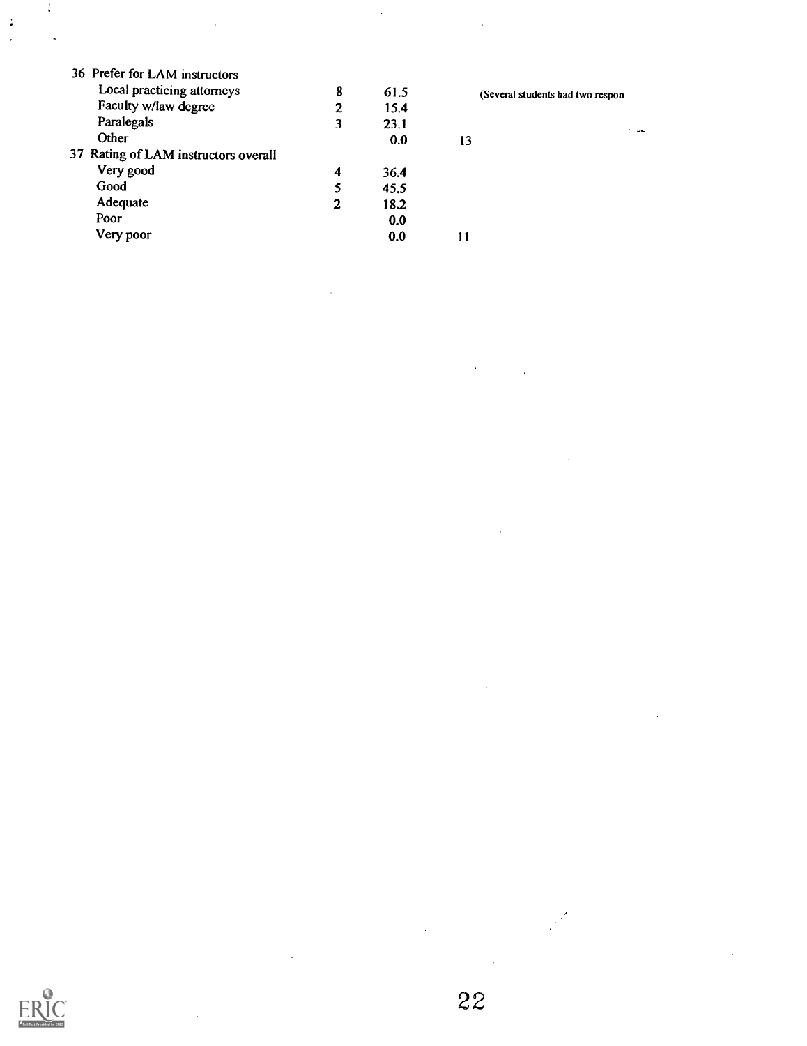| | | | | |
|---|---|---|---|---|
| 36 Prefer for LAM instructors | | | | |
| Local practicing attorneys | 8 | 61.5 | | (Several students had two respon |
| Faculty w/law degree | 2 | 15.4 | | |
| Paralegals | 3 | 23.1 | | |
| Other | | 0.0 | 13 | |
| 37 Rating of LAM instructors overall | | | | |
| Very good | 4 | 36.4 | | |
| Good | 5 | 45.5 | | |
| Adequate | 2 | 18.2 | | |
| Poor | | 0.0 | | |
| Very poor | | 0.0 | 11 | |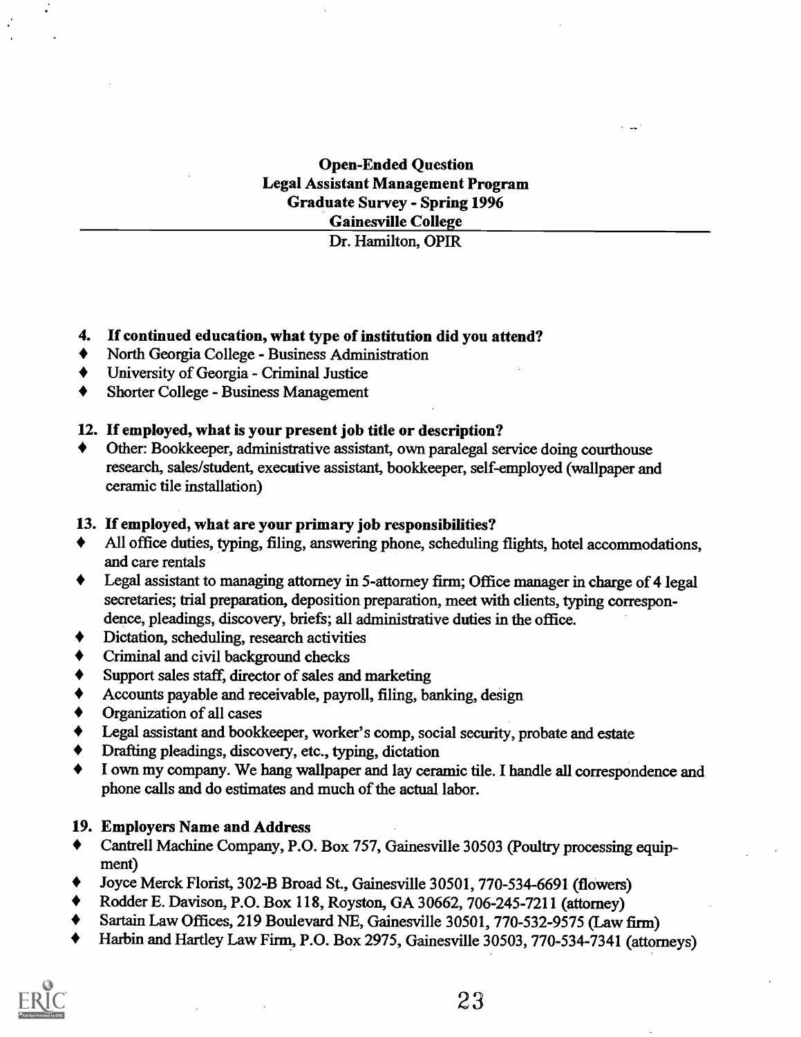**Open-Ended Question**
**Legal Assistant Management Program**
**Graduate Survey - Spring 1996**
**Gainesville College**
Dr. Hamilton, OPIR

---

### 4. If continued education, what type of institution did you attend?

- North Georgia College - Business Administration
- University of Georgia - Criminal Justice
- Shorter College - Business Management

### 12. If employed, what is your present job title or description?

- Other: Bookkeeper, administrative assistant, own paralegal service doing courthouse research, sales/student, executive assistant, bookkeeper, self-employed (wallpaper and ceramic tile installation)

### 13. If employed, what are your primary job responsibilities?

- All office duties, typing, filing, answering phone, scheduling flights, hotel accommodations, and care rentals
- Legal assistant to managing attorney in 5-attorney firm; Office manager in charge of 4 legal secretaries; trial preparation, deposition preparation, meet with clients, typing correspondence, pleadings, discovery, briefs; all administrative duties in the office.
- Dictation, scheduling, research activities
- Criminal and civil background checks
- Support sales staff, director of sales and marketing
- Accounts payable and receivable, payroll, filing, banking, design
- Organization of all cases
- Legal assistant and bookkeeper, worker's comp, social security, probate and estate
- Drafting pleadings, discovery, etc., typing, dictation
- I own my company. We hang wallpaper and lay ceramic tile. I handle all correspondence and phone calls and do estimates and much of the actual labor.

### 19. Employers Name and Address

- Cantrell Machine Company, P.O. Box 757, Gainesville 30503 (Poultry processing equipment)
- Joyce Merck Florist, 302-B Broad St., Gainesville 30501, 770-534-6691 (flowers)
- Rodder E. Davison, P.O. Box 118, Royston, GA 30662, 706-245-7211 (attorney)
- Sartain Law Offices, 219 Boulevard NE, Gainesville 30501, 770-532-9575 (Law firm)
- Harbin and Hartley Law Firm, P.O. Box 2975, Gainesville 30503, 770-534-7341 (attorneys)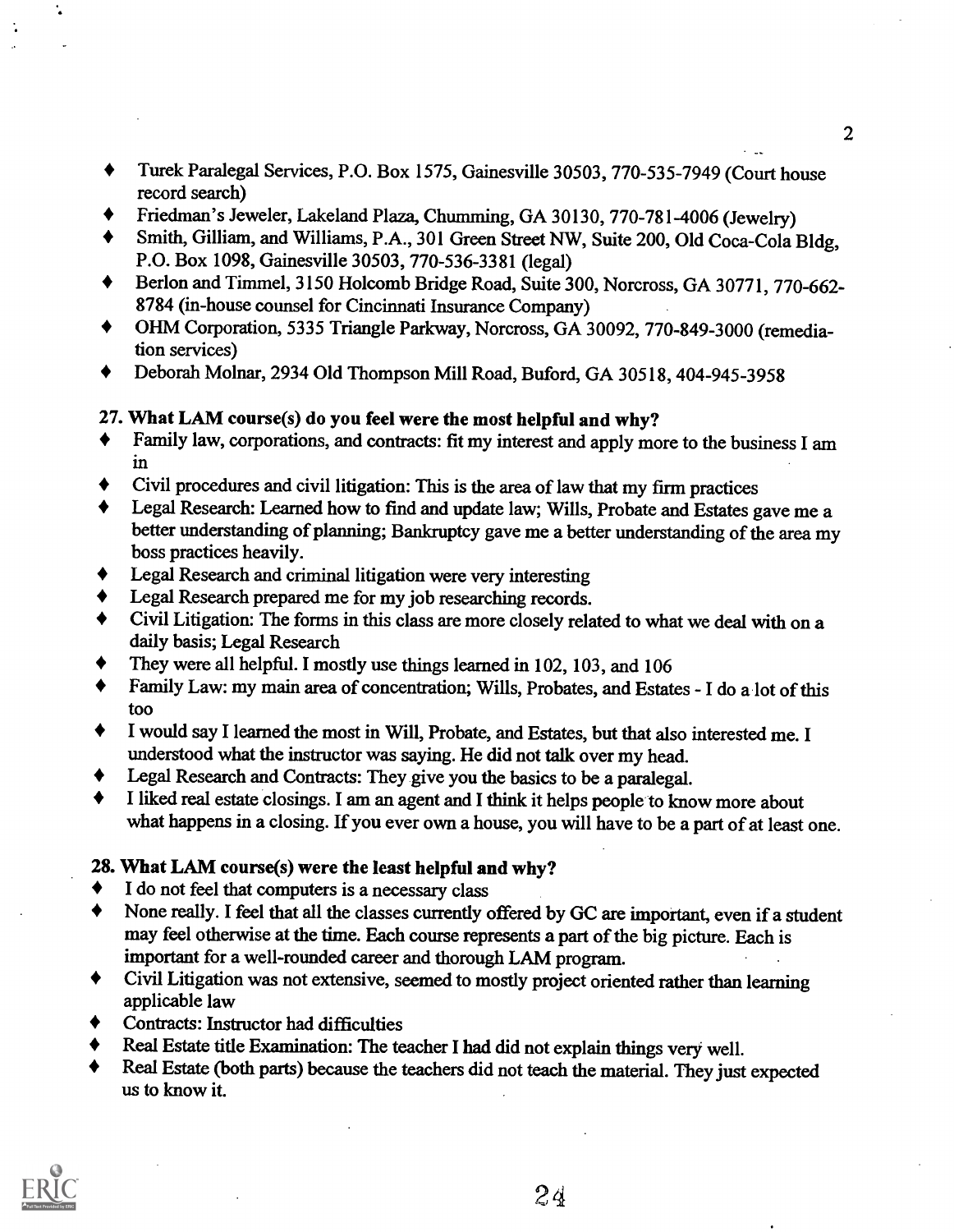- Turek Paralegal Services, P.O. Box 1575, Gainesville 30503, 770-535-7949 (Court house record search)
- Friedman's Jeweler, Lakeland Plaza, Chumming, GA 30130, 770-781-4006 (Jewelry)
- Smith, Gilliam, and Williams, P.A., 301 Green Street NW, Suite 200, Old Coca-Cola Bldg, P.O. Box 1098, Gainesville 30503, 770-536-3381 (legal)
- Berlon and Timmel, 3150 Holcomb Bridge Road, Suite 300, Norcross, GA 30771, 770-662-8784 (in-house counsel for Cincinnati Insurance Company)
- OHM Corporation, 5335 Triangle Parkway, Norcross, GA 30092, 770-849-3000 (remediation services)
- Deborah Molnar, 2934 Old Thompson Mill Road, Buford, GA 30518, 404-945-3958

**27. What LAM course(s) do you feel were the most helpful and why?**

- Family law, corporations, and contracts: fit my interest and apply more to the business I am in
- Civil procedures and civil litigation: This is the area of law that my firm practices
- Legal Research: Learned how to find and update law; Wills, Probate and Estates gave me a better understanding of planning; Bankruptcy gave me a better understanding of the area my boss practices heavily.
- Legal Research and criminal litigation were very interesting
- Legal Research prepared me for my job researching records.
- Civil Litigation: The forms in this class are more closely related to what we deal with on a daily basis; Legal Research
- They were all helpful. I mostly use things learned in 102, 103, and 106
- Family Law: my main area of concentration; Wills, Probates, and Estates - I do a lot of this too
- I would say I learned the most in Will, Probate, and Estates, but that also interested me. I understood what the instructor was saying. He did not talk over my head.
- Legal Research and Contracts: They give you the basics to be a paralegal.
- I liked real estate closings. I am an agent and I think it helps people to know more about what happens in a closing. If you ever own a house, you will have to be a part of at least one.

**28. What LAM course(s) were the least helpful and why?**

- I do not feel that computers is a necessary class
- None really. I feel that all the classes currently offered by GC are important, even if a student may feel otherwise at the time. Each course represents a part of the big picture. Each is important for a well-rounded career and thorough LAM program.
- Civil Litigation was not extensive, seemed to mostly project oriented rather than learning applicable law
- Contracts: Instructor had difficulties
- Real Estate title Examination: The teacher I had did not explain things very well.
- Real Estate (both parts) because the teachers did not teach the material. They just expected us to know it.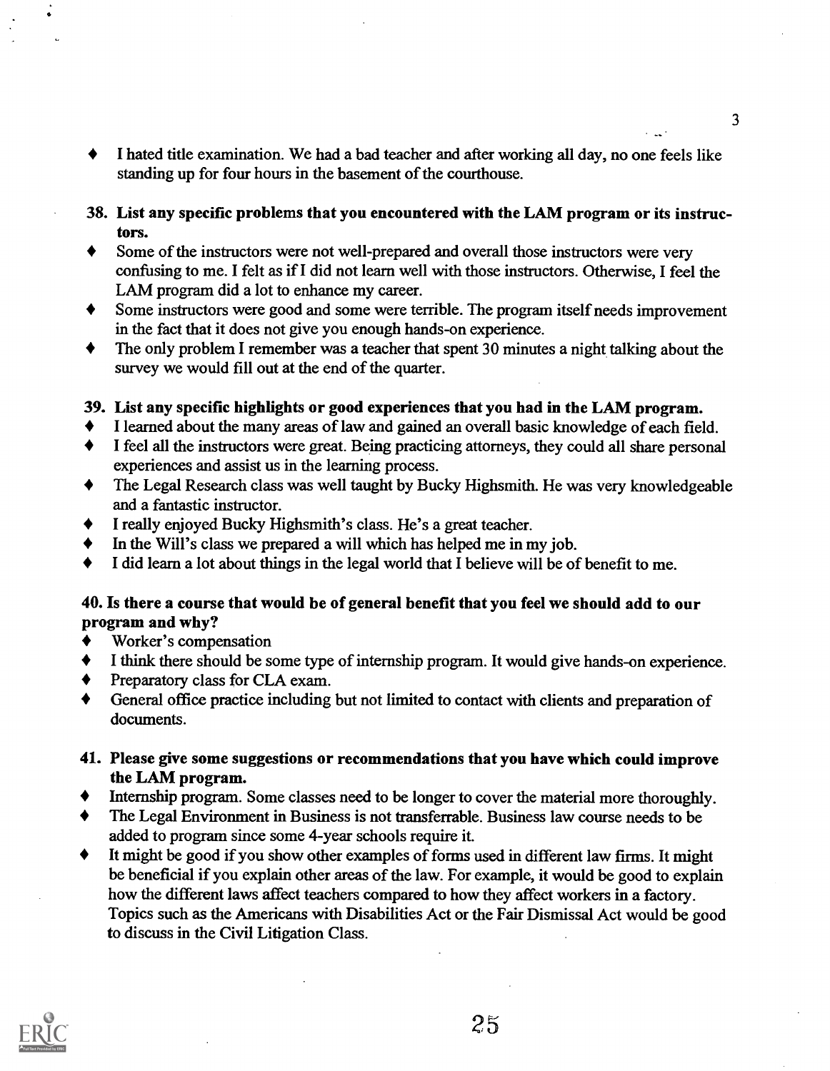- I hated title examination. We had a bad teacher and after working all day, no one feels like standing up for four hours in the basement of the courthouse.

**38. List any specific problems that you encountered with the LAM program or its instructors.**

- Some of the instructors were not well-prepared and overall those instructors were very confusing to me. I felt as if I did not learn well with those instructors. Otherwise, I feel the LAM program did a lot to enhance my career.
- Some instructors were good and some were terrible. The program itself needs improvement in the fact that it does not give you enough hands-on experience.
- The only problem I remember was a teacher that spent 30 minutes a night talking about the survey we would fill out at the end of the quarter.

**39. List any specific highlights or good experiences that you had in the LAM program.**

- I learned about the many areas of law and gained an overall basic knowledge of each field.
- I feel all the instructors were great. Being practicing attorneys, they could all share personal experiences and assist us in the learning process.
- The Legal Research class was well taught by Bucky Highsmith. He was very knowledgeable and a fantastic instructor.
- I really enjoyed Bucky Highsmith's class. He's a great teacher.
- In the Will's class we prepared a will which has helped me in my job.
- I did learn a lot about things in the legal world that I believe will be of benefit to me.

**40. Is there a course that would be of general benefit that you feel we should add to our program and why?**

- Worker's compensation
- I think there should be some type of internship program. It would give hands-on experience.
- Preparatory class for CLA exam.
- General office practice including but not limited to contact with clients and preparation of documents.

**41. Please give some suggestions or recommendations that you have which could improve the LAM program.**

- Internship program. Some classes need to be longer to cover the material more thoroughly.
- The Legal Environment in Business is not transferrable. Business law course needs to be added to program since some 4-year schools require it.
- It might be good if you show other examples of forms used in different law firms. It might be beneficial if you explain other areas of the law. For example, it would be good to explain how the different laws affect teachers compared to how they affect workers in a factory. Topics such as the Americans with Disabilities Act or the Fair Dismissal Act would be good to discuss in the Civil Litigation Class.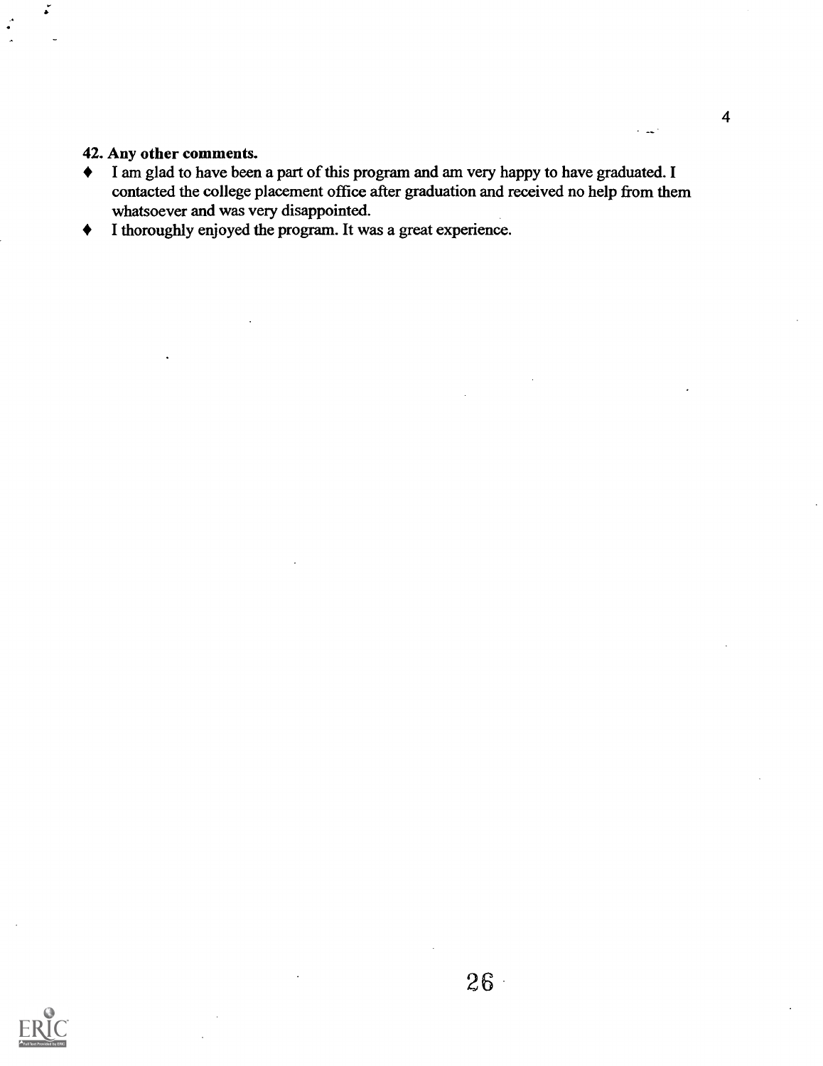**42. Any other comments.**

- I am glad to have been a part of this program and am very happy to have graduated. I contacted the college placement office after graduation and received no help from them whatsoever and was very disappointed.
- I thoroughly enjoyed the program. It was a great experience.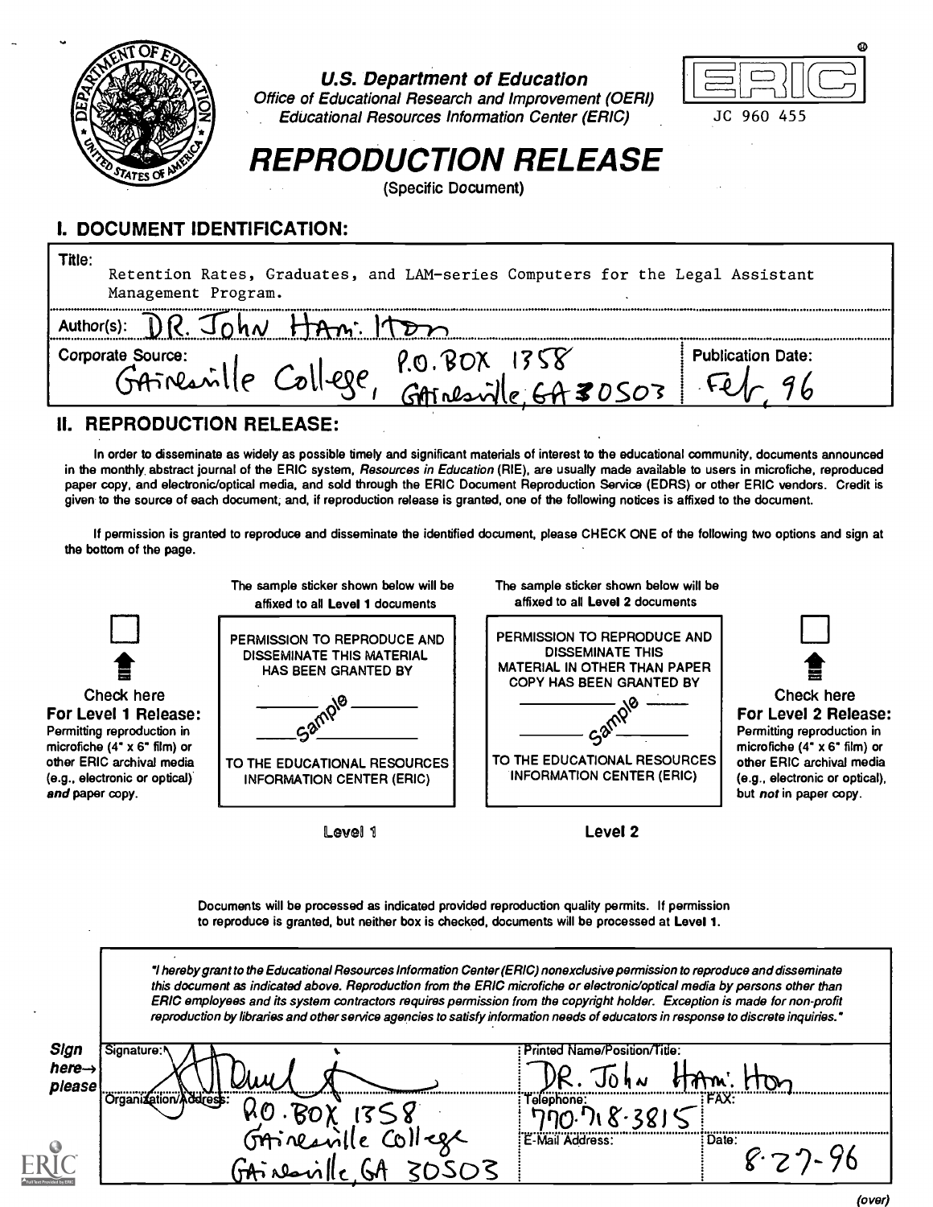U.S. Department of Education
Office of Educational Research and Improvement (OERI)
Educational Resources Information Center (ERIC)

ERIC

JC 960 455

# REPRODUCTION RELEASE

(Specific Document)

## I. DOCUMENT IDENTIFICATION:

Title: Retention Rates, Graduates, and LAM-series Computers for the Legal Assistant Management Program.

Author(s): DR. John Hamilton

Corporate Source: Gainesville College, P.O. BOX 1358 Gainesville, GA 30503

Publication Date: Feb, 96

## II. REPRODUCTION RELEASE:

In order to disseminate as widely as possible timely and significant materials of interest to the educational community, documents announced in the monthly abstract journal of the ERIC system, *Resources in Education* (RIE), are usually made available to users in microfiche, reproduced paper copy, and electronic/optical media, and sold through the ERIC Document Reproduction Service (EDRS) or other ERIC vendors. Credit is given to the source of each document, and, if reproduction release is granted, one of the following notices is affixed to the document.

If permission is granted to reproduce and disseminate the identified document, please CHECK ONE of the following two options and sign at the bottom of the page.

| ☐ Check here **For Level 1 Release:** Permitting reproduction in microfiche (4" x 6" film) or other ERIC archival media (e.g., electronic or optical) *and* paper copy. | The sample sticker shown below will be affixed to all **Level 1** documents: PERMISSION TO REPRODUCE AND DISSEMINATE THIS MATERIAL HAS BEEN GRANTED BY ______ sample ______ TO THE EDUCATIONAL RESOURCES INFORMATION CENTER (ERIC) — **Level 1** | The sample sticker shown below will be affixed to all **Level 2** documents: PERMISSION TO REPRODUCE AND DISSEMINATE THIS MATERIAL IN OTHER THAN PAPER COPY HAS BEEN GRANTED BY ______ sample ______ TO THE EDUCATIONAL RESOURCES INFORMATION CENTER (ERIC) — **Level 2** | ☐ Check here **For Level 2 Release:** Permitting reproduction in microfiche (4" x 6" film) or other ERIC archival media (e.g., electronic or optical), but *not* in paper copy. |
|---|---|---|---|

Documents will be processed as indicated provided reproduction quality permits. If permission to reproduce is granted, but neither box is checked, documents will be processed at Level 1.

*"I hereby grant to the Educational Resources Information Center (ERIC) nonexclusive permission to reproduce and disseminate this document as indicated above. Reproduction from the ERIC microfiche or electronic/optical media by persons other than ERIC employees and its system contractors requires permission from the copyright holder. Exception is made for non-profit reproduction by libraries and other service agencies to satisfy information needs of educators in response to discrete inquiries."*

**Sign here→ please**

| Signature: [signature] | Printed Name/Position/Title: DR. John Hamilton | |
|---|---|---|
| Organization/Address: P.O. BOX 1358 Gainesville College Gainesville, GA 30503 | Telephone: 770.718.3815 | FAX: |
| | E-Mail Address: | Date: 8-27-96 |

(over)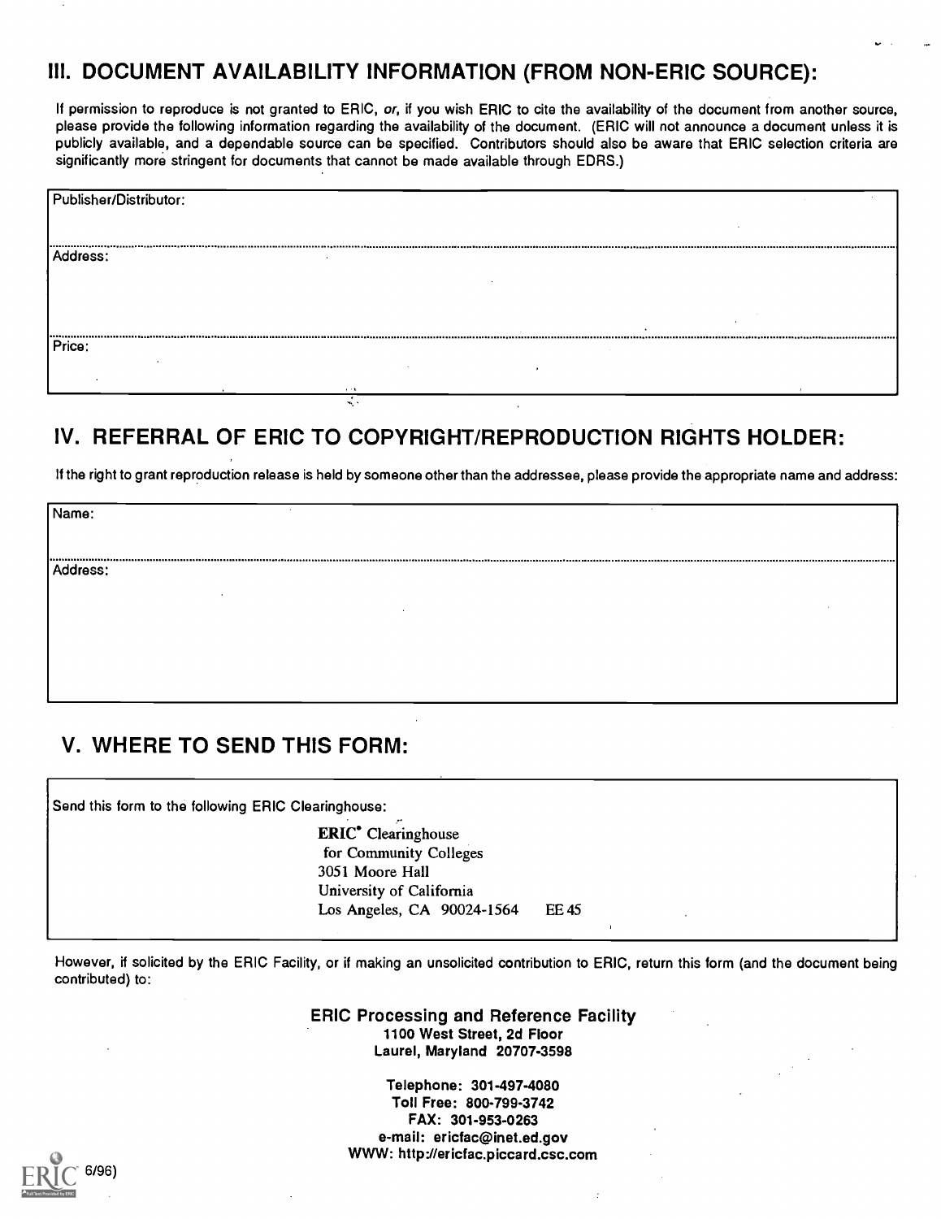## III. DOCUMENT AVAILABILITY INFORMATION (FROM NON-ERIC SOURCE):

If permission to reproduce is not granted to ERIC, *or*, if you wish ERIC to cite the availability of the document from another source, please provide the following information regarding the availability of the document. (ERIC will not announce a document unless it is publicly available, and a dependable source can be specified. Contributors should also be aware that ERIC selection criteria are significantly more stringent for documents that cannot be made available through EDRS.)

Publisher/Distributor:

Address:

Price:

## IV. REFERRAL OF ERIC TO COPYRIGHT/REPRODUCTION RIGHTS HOLDER:

If the right to grant reproduction release is held by someone other than the addressee, please provide the appropriate name and address:

Name:

Address:

## V. WHERE TO SEND THIS FORM:

Send this form to the following ERIC Clearinghouse:

**ERIC**® Clearinghouse
for Community Colleges
3051 Moore Hall
University of California
Los Angeles, CA 90024-1564 EE 45

However, if solicited by the ERIC Facility, or if making an unsolicited contribution to ERIC, return this form (and the document being contributed) to:

**ERIC Processing and Reference Facility**
**1100 West Street, 2d Floor**
**Laurel, Maryland 20707-3598**

**Telephone: 301-497-4080**
**Toll Free: 800-799-3742**
**FAX: 301-953-0263**
**e-mail: ericfac@inet.ed.gov**
**WWW: http://ericfac.piccard.csc.com**

6/96)